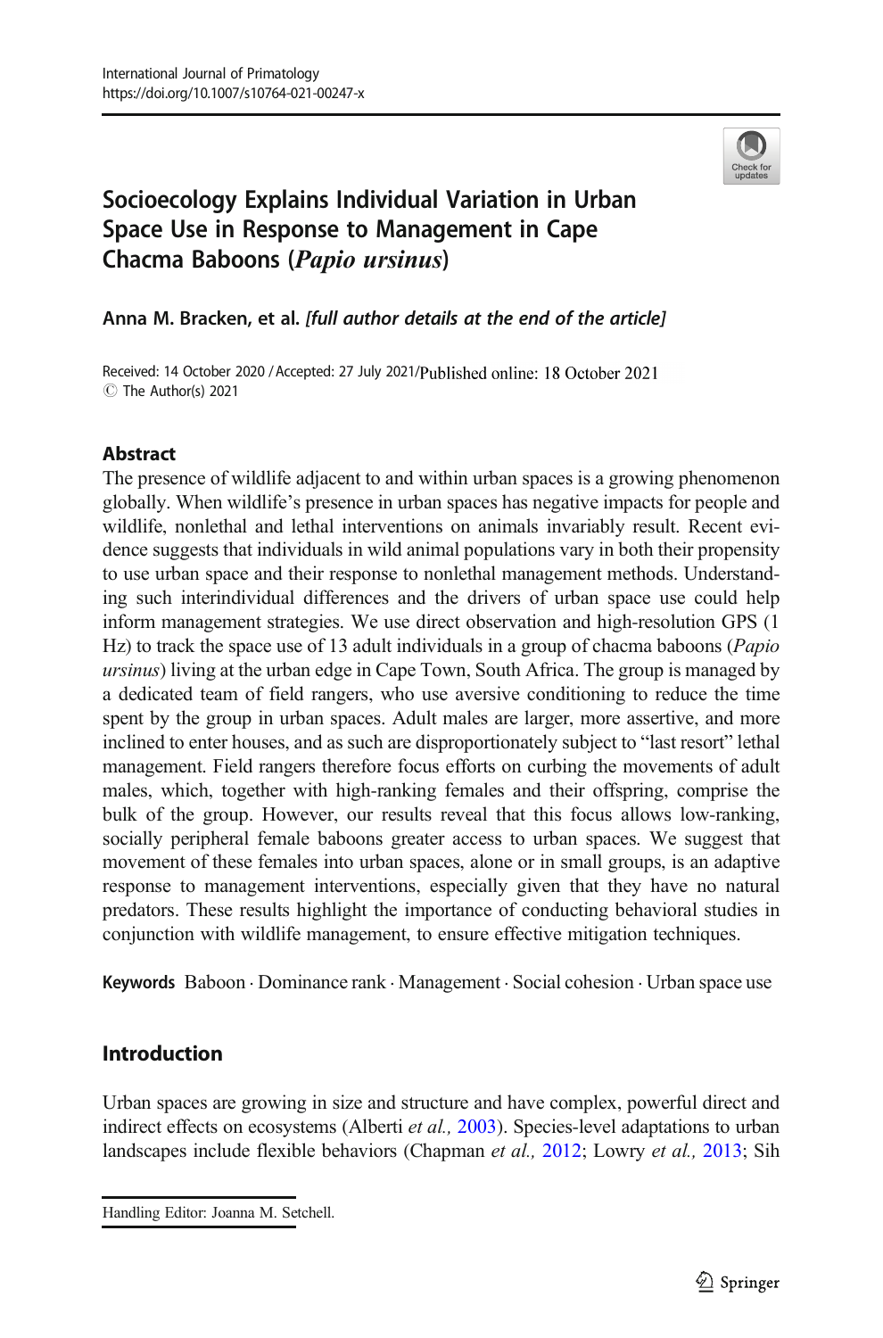International Journal of Primatology
https://doi.org/10.1007/s10764-021-00247-x

# Socioecology Explains Individual Variation in Urban Space Use in Response to Management in Cape Chacma Baboons (*Papio ursinus*)

**Anna M. Bracken, et al.** *[full author details at the end of the article]*

Received: 14 October 2020 / Accepted: 27 July 2021/Published online: 18 October 2021
© The Author(s) 2021

## Abstract

The presence of wildlife adjacent to and within urban spaces is a growing phenomenon globally. When wildlife's presence in urban spaces has negative impacts for people and wildlife, nonlethal and lethal interventions on animals invariably result. Recent evidence suggests that individuals in wild animal populations vary in both their propensity to use urban space and their response to nonlethal management methods. Understanding such interindividual differences and the drivers of urban space use could help inform management strategies. We use direct observation and high-resolution GPS (1 Hz) to track the space use of 13 adult individuals in a group of chacma baboons (*Papio ursinus*) living at the urban edge in Cape Town, South Africa. The group is managed by a dedicated team of field rangers, who use aversive conditioning to reduce the time spent by the group in urban spaces. Adult males are larger, more assertive, and more inclined to enter houses, and as such are disproportionately subject to "last resort" lethal management. Field rangers therefore focus efforts on curbing the movements of adult males, which, together with high-ranking females and their offspring, comprise the bulk of the group. However, our results reveal that this focus allows low-ranking, socially peripheral female baboons greater access to urban spaces. We suggest that movement of these females into urban spaces, alone or in small groups, is an adaptive response to management interventions, especially given that they have no natural predators. These results highlight the importance of conducting behavioral studies in conjunction with wildlife management, to ensure effective mitigation techniques.

**Keywords** Baboon · Dominance rank · Management · Social cohesion · Urban space use

## Introduction

Urban spaces are growing in size and structure and have complex, powerful direct and indirect effects on ecosystems (Alberti *et al.,* 2003). Species-level adaptations to urban landscapes include flexible behaviors (Chapman *et al.,* 2012; Lowry *et al.,* 2013; Sih

Handling Editor: Joanna M. Setchell.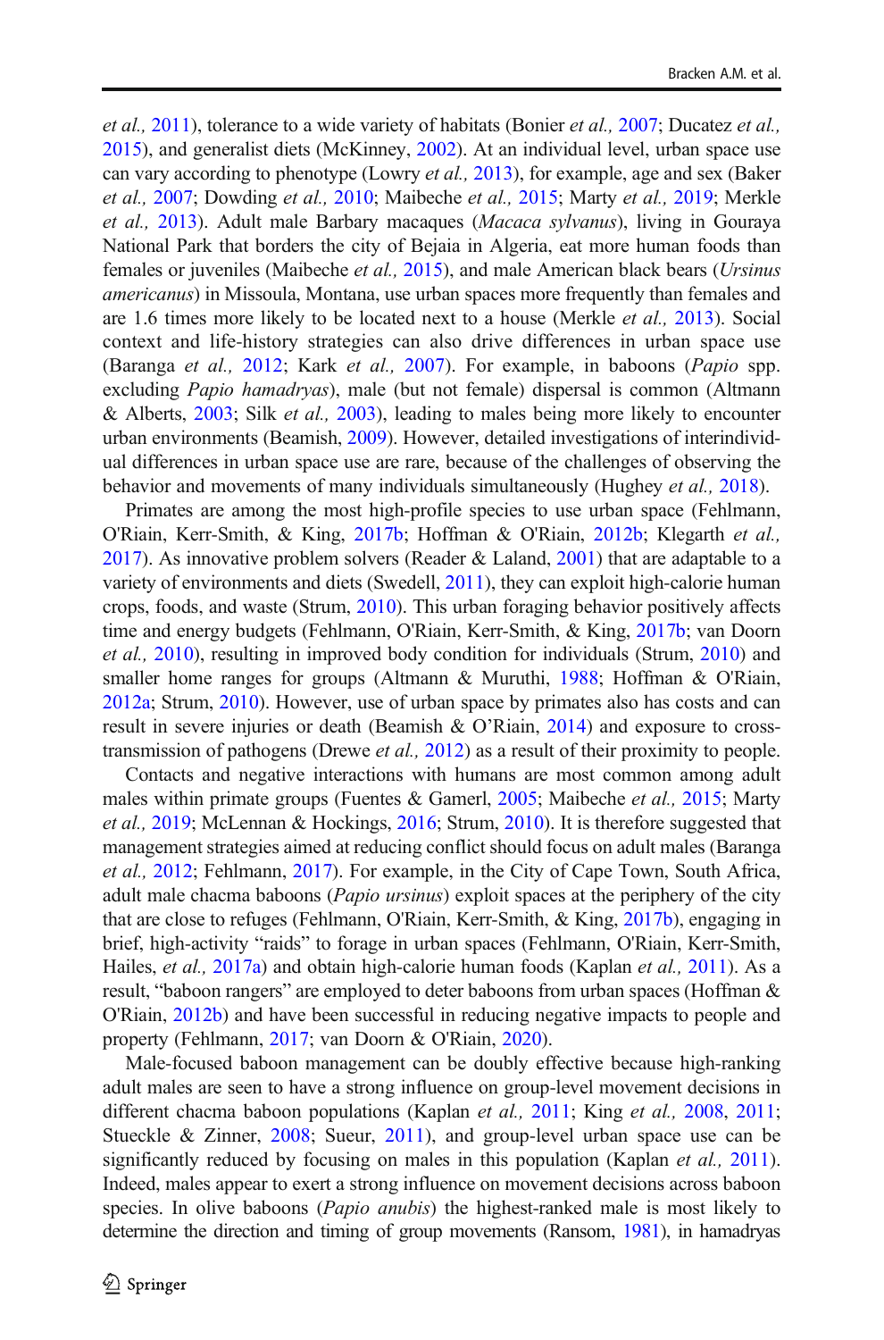*et al.,* 2011), tolerance to a wide variety of habitats (Bonier *et al.,* 2007; Ducatez *et al.,* 2015), and generalist diets (McKinney, 2002). At an individual level, urban space use can vary according to phenotype (Lowry *et al.,* 2013), for example, age and sex (Baker *et al.,* 2007; Dowding *et al.,* 2010; Maibeche *et al.,* 2015; Marty *et al.,* 2019; Merkle *et al.,* 2013). Adult male Barbary macaques (*Macaca sylvanus*), living in Gouraya National Park that borders the city of Bejaia in Algeria, eat more human foods than females or juveniles (Maibeche *et al.,* 2015), and male American black bears (*Ursinus americanus*) in Missoula, Montana, use urban spaces more frequently than females and are 1.6 times more likely to be located next to a house (Merkle *et al.,* 2013). Social context and life-history strategies can also drive differences in urban space use (Baranga *et al.,* 2012; Kark *et al.,* 2007). For example, in baboons (*Papio* spp. excluding *Papio hamadryas*), male (but not female) dispersal is common (Altmann & Alberts, 2003; Silk *et al.,* 2003), leading to males being more likely to encounter urban environments (Beamish, 2009). However, detailed investigations of interindividual differences in urban space use are rare, because of the challenges of observing the behavior and movements of many individuals simultaneously (Hughey *et al.,* 2018).

Primates are among the most high-profile species to use urban space (Fehlmann, O'Riain, Kerr-Smith, & King, 2017b; Hoffman & O'Riain, 2012b; Klegarth *et al.,* 2017). As innovative problem solvers (Reader & Laland, 2001) that are adaptable to a variety of environments and diets (Swedell, 2011), they can exploit high-calorie human crops, foods, and waste (Strum, 2010). This urban foraging behavior positively affects time and energy budgets (Fehlmann, O'Riain, Kerr-Smith, & King, 2017b; van Doorn *et al.,* 2010), resulting in improved body condition for individuals (Strum, 2010) and smaller home ranges for groups (Altmann & Muruthi, 1988; Hoffman & O'Riain, 2012a; Strum, 2010). However, use of urban space by primates also has costs and can result in severe injuries or death (Beamish & O'Riain, 2014) and exposure to cross-transmission of pathogens (Drewe *et al.,* 2012) as a result of their proximity to people.

Contacts and negative interactions with humans are most common among adult males within primate groups (Fuentes & Gamerl, 2005; Maibeche *et al.,* 2015; Marty *et al.,* 2019; McLennan & Hockings, 2016; Strum, 2010). It is therefore suggested that management strategies aimed at reducing conflict should focus on adult males (Baranga *et al.,* 2012; Fehlmann, 2017). For example, in the City of Cape Town, South Africa, adult male chacma baboons (*Papio ursinus*) exploit spaces at the periphery of the city that are close to refuges (Fehlmann, O'Riain, Kerr-Smith, & King, 2017b), engaging in brief, high-activity "raids" to forage in urban spaces (Fehlmann, O'Riain, Kerr-Smith, Hailes, *et al.,* 2017a) and obtain high-calorie human foods (Kaplan *et al.,* 2011). As a result, "baboon rangers" are employed to deter baboons from urban spaces (Hoffman & O'Riain, 2012b) and have been successful in reducing negative impacts to people and property (Fehlmann, 2017; van Doorn & O'Riain, 2020).

Male-focused baboon management can be doubly effective because high-ranking adult males are seen to have a strong influence on group-level movement decisions in different chacma baboon populations (Kaplan *et al.,* 2011; King *et al.,* 2008, 2011; Stueckle & Zinner, 2008; Sueur, 2011), and group-level urban space use can be significantly reduced by focusing on males in this population (Kaplan *et al.,* 2011). Indeed, males appear to exert a strong influence on movement decisions across baboon species. In olive baboons (*Papio anubis*) the highest-ranked male is most likely to determine the direction and timing of group movements (Ransom, 1981), in hamadryas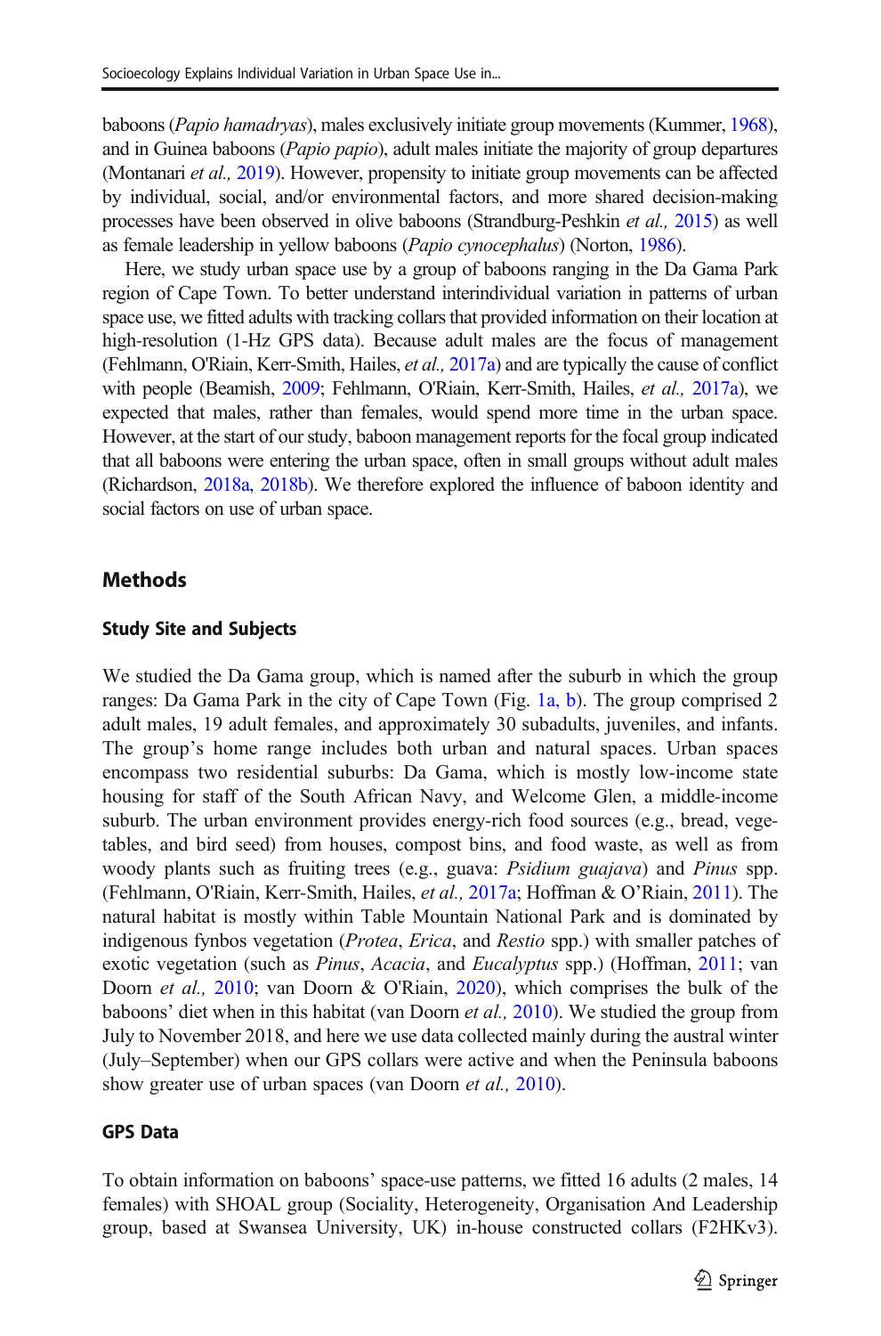baboons (*Papio hamadryas*), males exclusively initiate group movements (Kummer, 1968), and in Guinea baboons (*Papio papio*), adult males initiate the majority of group departures (Montanari *et al.,* 2019). However, propensity to initiate group movements can be affected by individual, social, and/or environmental factors, and more shared decision-making processes have been observed in olive baboons (Strandburg-Peshkin *et al.,* 2015) as well as female leadership in yellow baboons (*Papio cynocephalus*) (Norton, 1986).

Here, we study urban space use by a group of baboons ranging in the Da Gama Park region of Cape Town. To better understand interindividual variation in patterns of urban space use, we fitted adults with tracking collars that provided information on their location at high-resolution (1-Hz GPS data). Because adult males are the focus of management (Fehlmann, O'Riain, Kerr-Smith, Hailes, *et al.,* 2017a) and are typically the cause of conflict with people (Beamish, 2009; Fehlmann, O'Riain, Kerr-Smith, Hailes, *et al.,* 2017a), we expected that males, rather than females, would spend more time in the urban space. However, at the start of our study, baboon management reports for the focal group indicated that all baboons were entering the urban space, often in small groups without adult males (Richardson, 2018a, 2018b). We therefore explored the influence of baboon identity and social factors on use of urban space.

## Methods

### Study Site and Subjects

We studied the Da Gama group, which is named after the suburb in which the group ranges: Da Gama Park in the city of Cape Town (Fig. 1a, b). The group comprised 2 adult males, 19 adult females, and approximately 30 subadults, juveniles, and infants. The group's home range includes both urban and natural spaces. Urban spaces encompass two residential suburbs: Da Gama, which is mostly low-income state housing for staff of the South African Navy, and Welcome Glen, a middle-income suburb. The urban environment provides energy-rich food sources (e.g., bread, vegetables, and bird seed) from houses, compost bins, and food waste, as well as from woody plants such as fruiting trees (e.g., guava: *Psidium guajava*) and *Pinus* spp. (Fehlmann, O'Riain, Kerr-Smith, Hailes, *et al.,* 2017a; Hoffman & O'Riain, 2011). The natural habitat is mostly within Table Mountain National Park and is dominated by indigenous fynbos vegetation (*Protea*, *Erica*, and *Restio* spp.) with smaller patches of exotic vegetation (such as *Pinus*, *Acacia*, and *Eucalyptus* spp.) (Hoffman, 2011; van Doorn *et al.,* 2010; van Doorn & O'Riain, 2020), which comprises the bulk of the baboons' diet when in this habitat (van Doorn *et al.,* 2010). We studied the group from July to November 2018, and here we use data collected mainly during the austral winter (July–September) when our GPS collars were active and when the Peninsula baboons show greater use of urban spaces (van Doorn *et al.,* 2010).

### GPS Data

To obtain information on baboons' space-use patterns, we fitted 16 adults (2 males, 14 females) with SHOAL group (Sociality, Heterogeneity, Organisation And Leadership group, based at Swansea University, UK) in-house constructed collars (F2HKv3).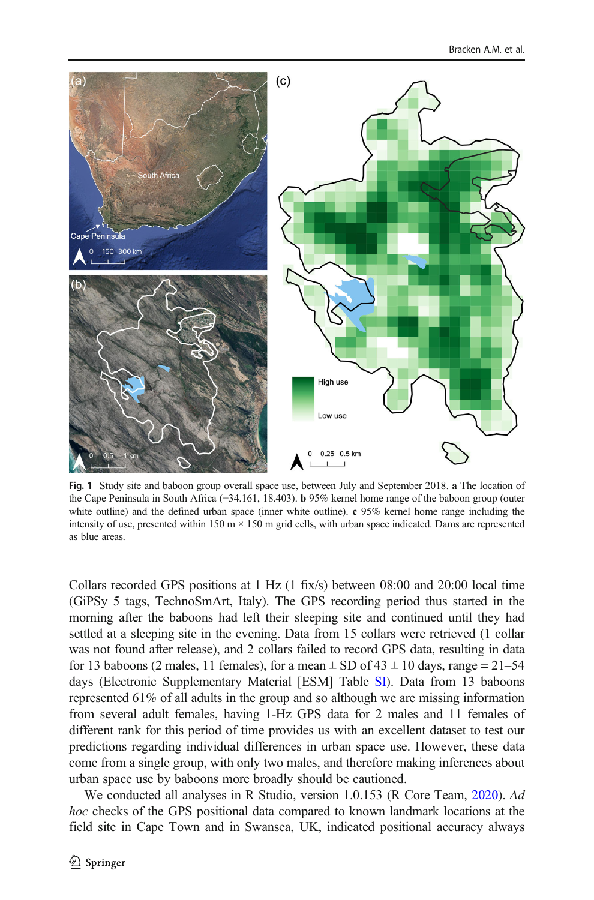Fig. 1 Study site and baboon group overall space use, between July and September 2018. **a** The location of the Cape Peninsula in South Africa (−34.161, 18.403). **b** 95% kernel home range of the baboon group (outer white outline) and the defined urban space (inner white outline). **c** 95% kernel home range including the intensity of use, presented within 150 m × 150 m grid cells, with urban space indicated. Dams are represented as blue areas.

Collars recorded GPS positions at 1 Hz (1 fix/s) between 08:00 and 20:00 local time (GiPSy 5 tags, TechnoSmArt, Italy). The GPS recording period thus started in the morning after the baboons had left their sleeping site and continued until they had settled at a sleeping site in the evening. Data from 15 collars were retrieved (1 collar was not found after release), and 2 collars failed to record GPS data, resulting in data for 13 baboons (2 males, 11 females), for a mean ± SD of 43 ± 10 days, range = 21–54 days (Electronic Supplementary Material [ESM] Table SI). Data from 13 baboons represented 61% of all adults in the group and so although we are missing information from several adult females, having 1-Hz GPS data for 2 males and 11 females of different rank for this period of time provides us with an excellent dataset to test our predictions regarding individual differences in urban space use. However, these data come from a single group, with only two males, and therefore making inferences about urban space use by baboons more broadly should be cautioned.

We conducted all analyses in R Studio, version 1.0.153 (R Core Team, 2020). *Ad hoc* checks of the GPS positional data compared to known landmark locations at the field site in Cape Town and in Swansea, UK, indicated positional accuracy always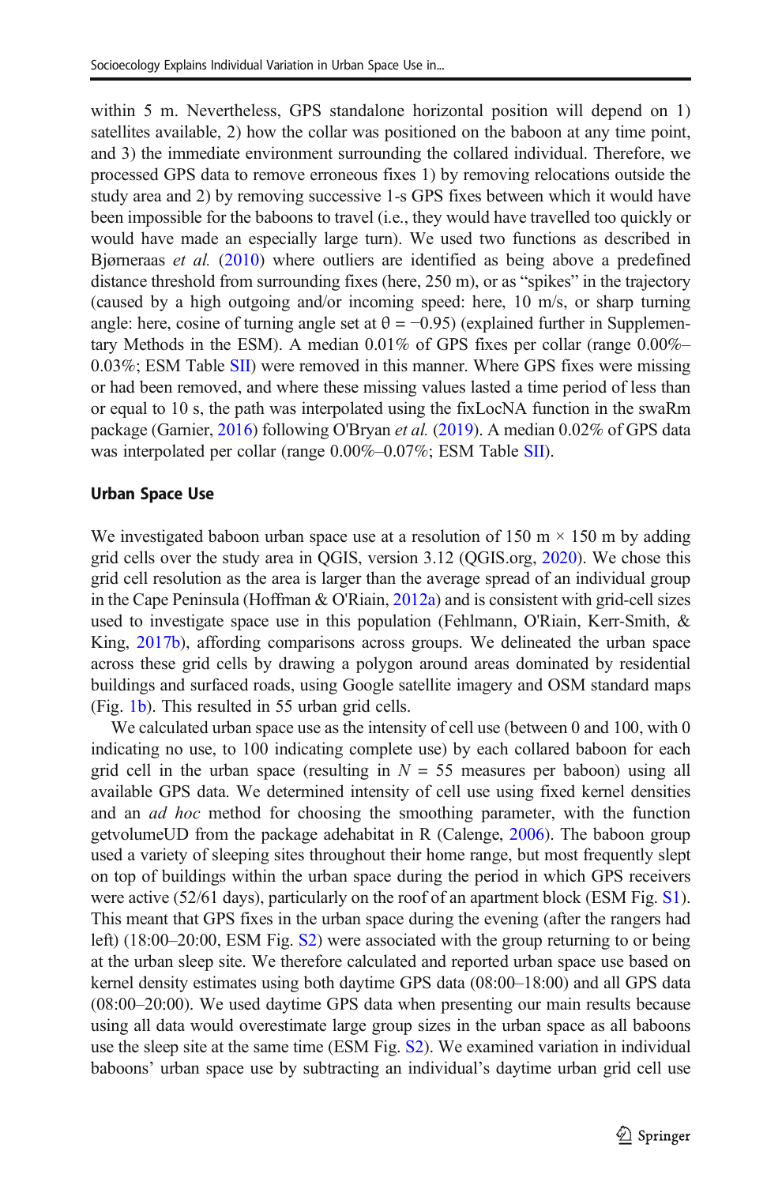within 5 m. Nevertheless, GPS standalone horizontal position will depend on 1) satellites available, 2) how the collar was positioned on the baboon at any time point, and 3) the immediate environment surrounding the collared individual. Therefore, we processed GPS data to remove erroneous fixes 1) by removing relocations outside the study area and 2) by removing successive 1-s GPS fixes between which it would have been impossible for the baboons to travel (i.e., they would have travelled too quickly or would have made an especially large turn). We used two functions as described in Bjørneraas *et al.* (2010) where outliers are identified as being above a predefined distance threshold from surrounding fixes (here, 250 m), or as "spikes" in the trajectory (caused by a high outgoing and/or incoming speed: here, 10 m/s, or sharp turning angle: here, cosine of turning angle set at $\theta = -0.95$) (explained further in Supplementary Methods in the ESM). A median 0.01% of GPS fixes per collar (range 0.00%–0.03%; ESM Table SII) were removed in this manner. Where GPS fixes were missing or had been removed, and where these missing values lasted a time period of less than or equal to 10 s, the path was interpolated using the fixLocNA function in the swaRm package (Garnier, 2016) following O'Bryan *et al.* (2019). A median 0.02% of GPS data was interpolated per collar (range 0.00%–0.07%; ESM Table SII).

## Urban Space Use

We investigated baboon urban space use at a resolution of 150 m × 150 m by adding grid cells over the study area in QGIS, version 3.12 (QGIS.org, 2020). We chose this grid cell resolution as the area is larger than the average spread of an individual group in the Cape Peninsula (Hoffman & O'Riain, 2012a) and is consistent with grid-cell sizes used to investigate space use in this population (Fehlmann, O'Riain, Kerr-Smith, & King, 2017b), affording comparisons across groups. We delineated the urban space across these grid cells by drawing a polygon around areas dominated by residential buildings and surfaced roads, using Google satellite imagery and OSM standard maps (Fig. 1b). This resulted in 55 urban grid cells.

We calculated urban space use as the intensity of cell use (between 0 and 100, with 0 indicating no use, to 100 indicating complete use) by each collared baboon for each grid cell in the urban space (resulting in $N = 55$ measures per baboon) using all available GPS data. We determined intensity of cell use using fixed kernel densities and an *ad hoc* method for choosing the smoothing parameter, with the function getvolumeUD from the package adehabitat in R (Calenge, 2006). The baboon group used a variety of sleeping sites throughout their home range, but most frequently slept on top of buildings within the urban space during the period in which GPS receivers were active (52/61 days), particularly on the roof of an apartment block (ESM Fig. S1). This meant that GPS fixes in the urban space during the evening (after the rangers had left) (18:00–20:00, ESM Fig. S2) were associated with the group returning to or being at the urban sleep site. We therefore calculated and reported urban space use based on kernel density estimates using both daytime GPS data (08:00–18:00) and all GPS data (08:00–20:00). We used daytime GPS data when presenting our main results because using all data would overestimate large group sizes in the urban space as all baboons use the sleep site at the same time (ESM Fig. S2). We examined variation in individual baboons' urban space use by subtracting an individual's daytime urban grid cell use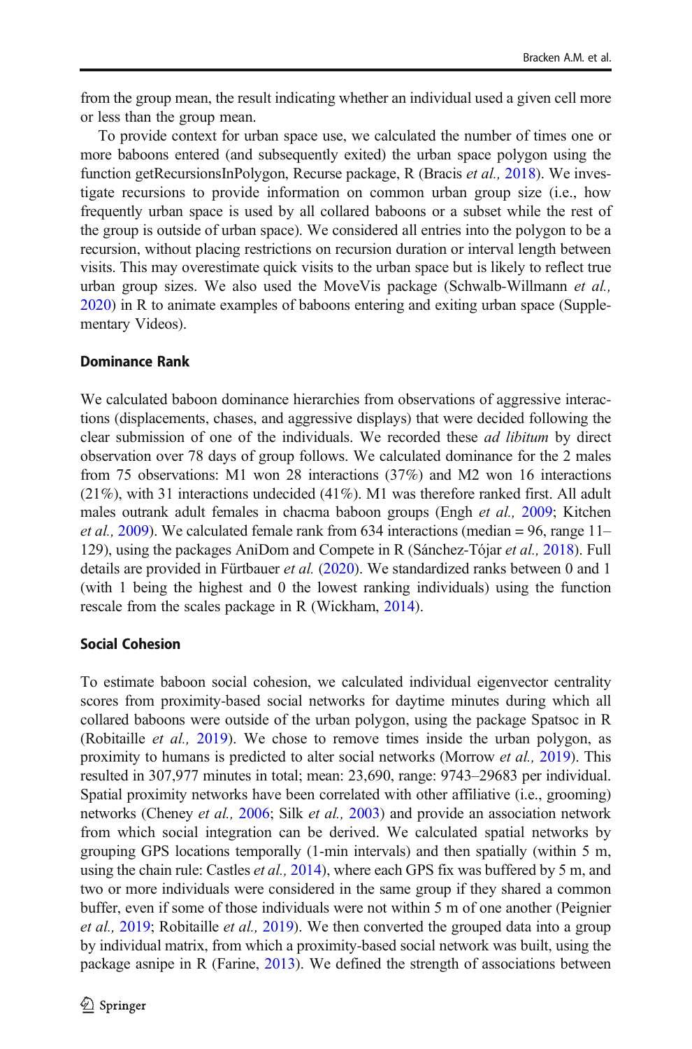from the group mean, the result indicating whether an individual used a given cell more or less than the group mean.

To provide context for urban space use, we calculated the number of times one or more baboons entered (and subsequently exited) the urban space polygon using the function getRecursionsInPolygon, Recurse package, R (Bracis *et al.,* 2018). We investigate recursions to provide information on common urban group size (i.e., how frequently urban space is used by all collared baboons or a subset while the rest of the group is outside of urban space). We considered all entries into the polygon to be a recursion, without placing restrictions on recursion duration or interval length between visits. This may overestimate quick visits to the urban space but is likely to reflect true urban group sizes. We also used the MoveVis package (Schwalb-Willmann *et al.,* 2020) in R to animate examples of baboons entering and exiting urban space (Supplementary Videos).

### Dominance Rank

We calculated baboon dominance hierarchies from observations of aggressive interactions (displacements, chases, and aggressive displays) that were decided following the clear submission of one of the individuals. We recorded these *ad libitum* by direct observation over 78 days of group follows. We calculated dominance for the 2 males from 75 observations: M1 won 28 interactions (37%) and M2 won 16 interactions (21%), with 31 interactions undecided (41%). M1 was therefore ranked first. All adult males outrank adult females in chacma baboon groups (Engh *et al.,* 2009; Kitchen *et al.,* 2009). We calculated female rank from 634 interactions (median = 96, range 11–129), using the packages AniDom and Compete in R (Sánchez-Tójar *et al.,* 2018). Full details are provided in Fürtbauer *et al.* (2020). We standardized ranks between 0 and 1 (with 1 being the highest and 0 the lowest ranking individuals) using the function rescale from the scales package in R (Wickham, 2014).

### Social Cohesion

To estimate baboon social cohesion, we calculated individual eigenvector centrality scores from proximity-based social networks for daytime minutes during which all collared baboons were outside of the urban polygon, using the package Spatsoc in R (Robitaille *et al.,* 2019). We chose to remove times inside the urban polygon, as proximity to humans is predicted to alter social networks (Morrow *et al.,* 2019). This resulted in 307,977 minutes in total; mean: 23,690, range: 9743–29683 per individual. Spatial proximity networks have been correlated with other affiliative (i.e., grooming) networks (Cheney *et al.,* 2006; Silk *et al.,* 2003) and provide an association network from which social integration can be derived. We calculated spatial networks by grouping GPS locations temporally (1-min intervals) and then spatially (within 5 m, using the chain rule: Castles *et al.,* 2014), where each GPS fix was buffered by 5 m, and two or more individuals were considered in the same group if they shared a common buffer, even if some of those individuals were not within 5 m of one another (Peignier *et al.,* 2019; Robitaille *et al.,* 2019). We then converted the grouped data into a group by individual matrix, from which a proximity-based social network was built, using the package asnipe in R (Farine, 2013). We defined the strength of associations between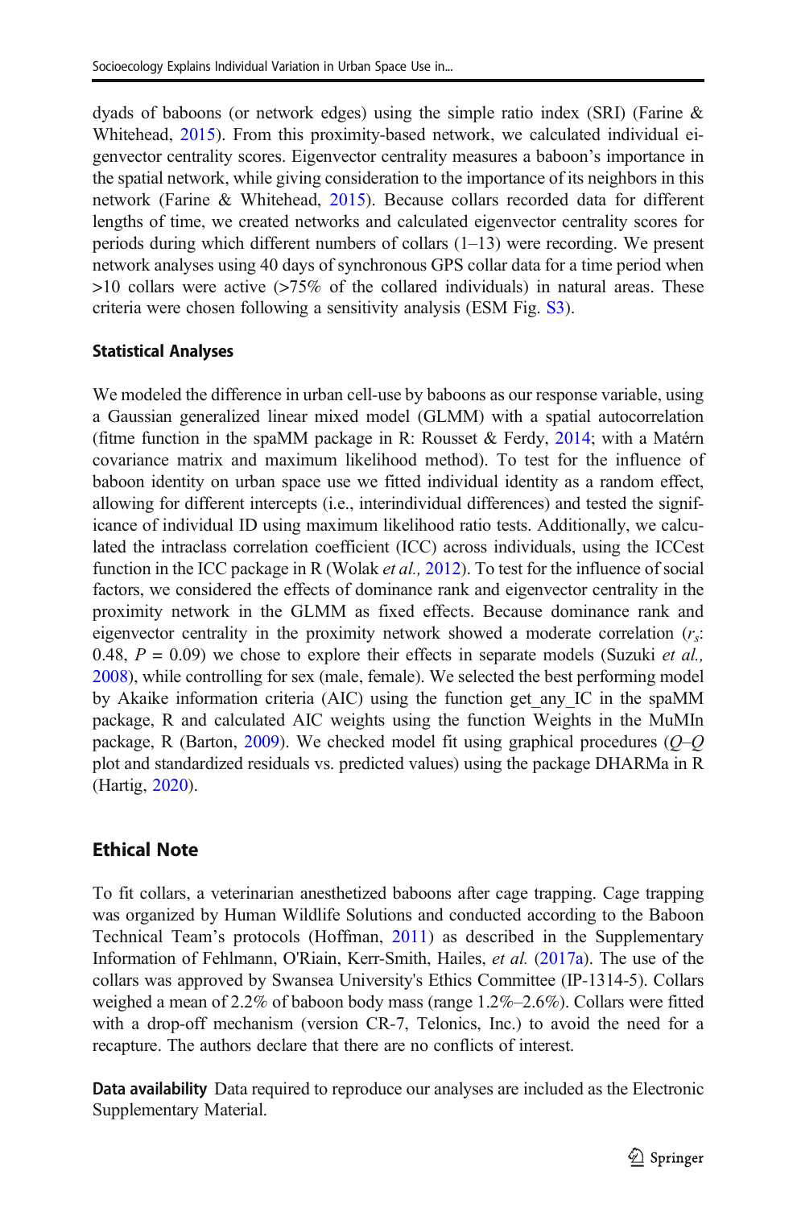dyads of baboons (or network edges) using the simple ratio index (SRI) (Farine & Whitehead, 2015). From this proximity-based network, we calculated individual eigenvector centrality scores. Eigenvector centrality measures a baboon's importance in the spatial network, while giving consideration to the importance of its neighbors in this network (Farine & Whitehead, 2015). Because collars recorded data for different lengths of time, we created networks and calculated eigenvector centrality scores for periods during which different numbers of collars (1–13) were recording. We present network analyses using 40 days of synchronous GPS collar data for a time period when >10 collars were active (>75% of the collared individuals) in natural areas. These criteria were chosen following a sensitivity analysis (ESM Fig. S3).

### Statistical Analyses

We modeled the difference in urban cell-use by baboons as our response variable, using a Gaussian generalized linear mixed model (GLMM) with a spatial autocorrelation (fitme function in the spaMM package in R: Rousset & Ferdy, 2014; with a Matérn covariance matrix and maximum likelihood method). To test for the influence of baboon identity on urban space use we fitted individual identity as a random effect, allowing for different intercepts (i.e., interindividual differences) and tested the significance of individual ID using maximum likelihood ratio tests. Additionally, we calculated the intraclass correlation coefficient (ICC) across individuals, using the ICCest function in the ICC package in R (Wolak *et al.,* 2012). To test for the influence of social factors, we considered the effects of dominance rank and eigenvector centrality in the proximity network in the GLMM as fixed effects. Because dominance rank and eigenvector centrality in the proximity network showed a moderate correlation ($r_s$: 0.48, $P$ = 0.09) we chose to explore their effects in separate models (Suzuki *et al.,* 2008), while controlling for sex (male, female). We selected the best performing model by Akaike information criteria (AIC) using the function get_any_IC in the spaMM package, R and calculated AIC weights using the function Weights in the MuMIn package, R (Barton, 2009). We checked model fit using graphical procedures (*Q*–*Q* plot and standardized residuals vs. predicted values) using the package DHARMa in R (Hartig, 2020).

## Ethical Note

To fit collars, a veterinarian anesthetized baboons after cage trapping. Cage trapping was organized by Human Wildlife Solutions and conducted according to the Baboon Technical Team's protocols (Hoffman, 2011) as described in the Supplementary Information of Fehlmann, O'Riain, Kerr-Smith, Hailes, *et al.* (2017a). The use of the collars was approved by Swansea University's Ethics Committee (IP-1314-5). Collars weighed a mean of 2.2% of baboon body mass (range 1.2%–2.6%). Collars were fitted with a drop-off mechanism (version CR-7, Telonics, Inc.) to avoid the need for a recapture. The authors declare that there are no conflicts of interest.

**Data availability** Data required to reproduce our analyses are included as the Electronic Supplementary Material.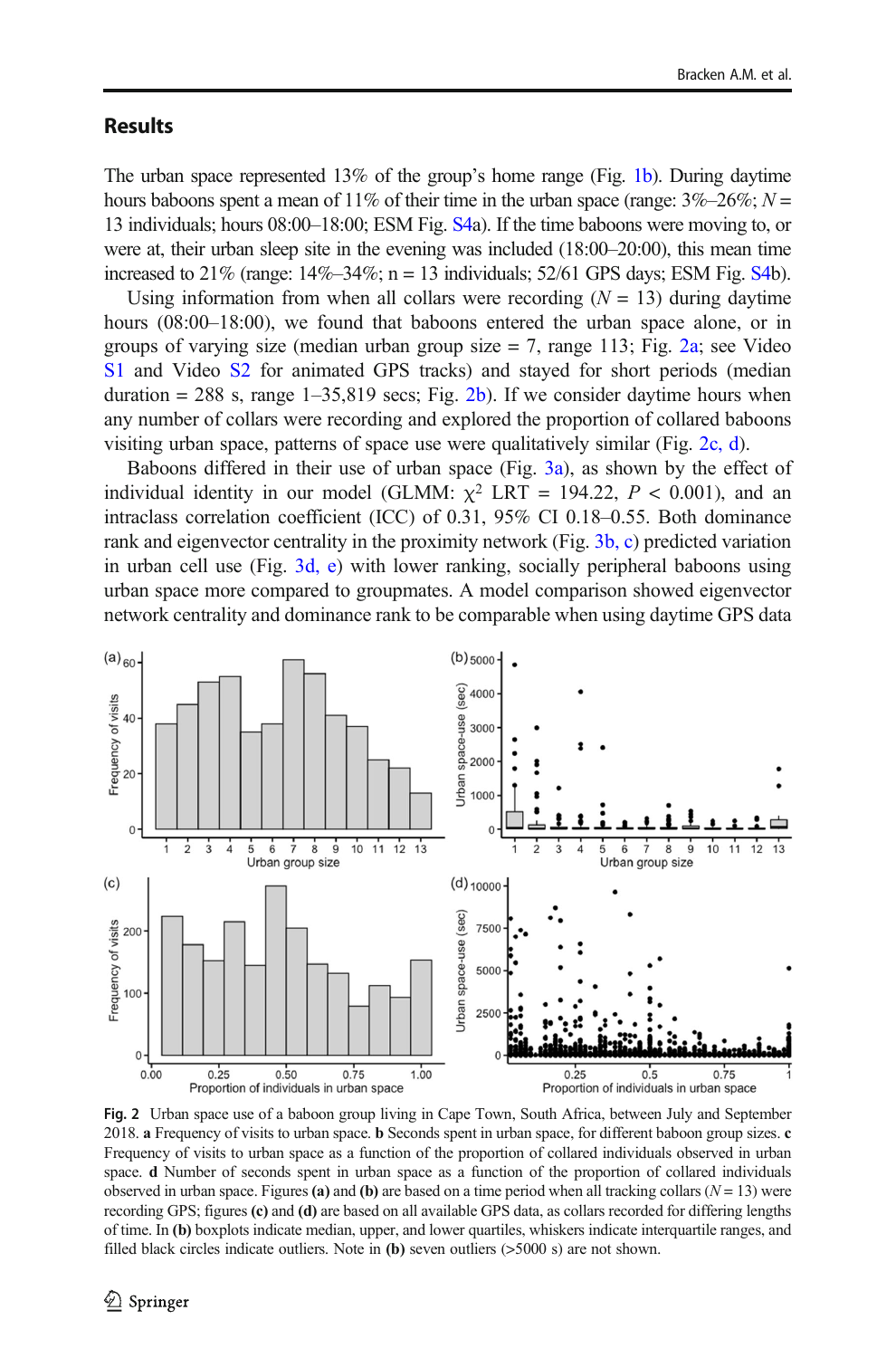## Results

The urban space represented 13% of the group's home range (Fig. 1b). During daytime hours baboons spent a mean of 11% of their time in the urban space (range: 3%–26%; $N =$ 13 individuals; hours 08:00–18:00; ESM Fig. S4a). If the time baboons were moving to, or were at, their urban sleep site in the evening was included (18:00–20:00), this mean time increased to 21% (range: 14%–34%; n = 13 individuals; 52/61 GPS days; ESM Fig. S4b).

Using information from when all collars were recording ($N = 13$) during daytime hours (08:00–18:00), we found that baboons entered the urban space alone, or in groups of varying size (median urban group size = 7, range 113; Fig. 2a; see Video S1 and Video S2 for animated GPS tracks) and stayed for short periods (median duration = 288 s, range 1–35,819 secs; Fig. 2b). If we consider daytime hours when any number of collars were recording and explored the proportion of collared baboons visiting urban space, patterns of space use were qualitatively similar (Fig. 2c, d).

Baboons differed in their use of urban space (Fig. 3a), as shown by the effect of individual identity in our model (GLMM: $\chi^2$ LRT = 194.22, $P < 0.001$), and an intraclass correlation coefficient (ICC) of 0.31, 95% CI 0.18–0.55. Both dominance rank and eigenvector centrality in the proximity network (Fig. 3b, c) predicted variation in urban cell use (Fig. 3d, e) with lower ranking, socially peripheral baboons using urban space more compared to groupmates. A model comparison showed eigenvector network centrality and dominance rank to be comparable when using daytime GPS data

**Fig. 2** Urban space use of a baboon group living in Cape Town, South Africa, between July and September 2018. **a** Frequency of visits to urban space. **b** Seconds spent in urban space, for different baboon group sizes. **c** Frequency of visits to urban space as a function of the proportion of collared individuals observed in urban space. **d** Number of seconds spent in urban space as a function of the proportion of collared individuals observed in urban space. Figures **(a)** and **(b)** are based on a time period when all tracking collars ($N = 13$) were recording GPS; figures **(c)** and **(d)** are based on all available GPS data, as collars recorded for differing lengths of time. In **(b)** boxplots indicate median, upper, and lower quartiles, whiskers indicate interquartile ranges, and filled black circles indicate outliers. Note in **(b)** seven outliers (>5000 s) are not shown.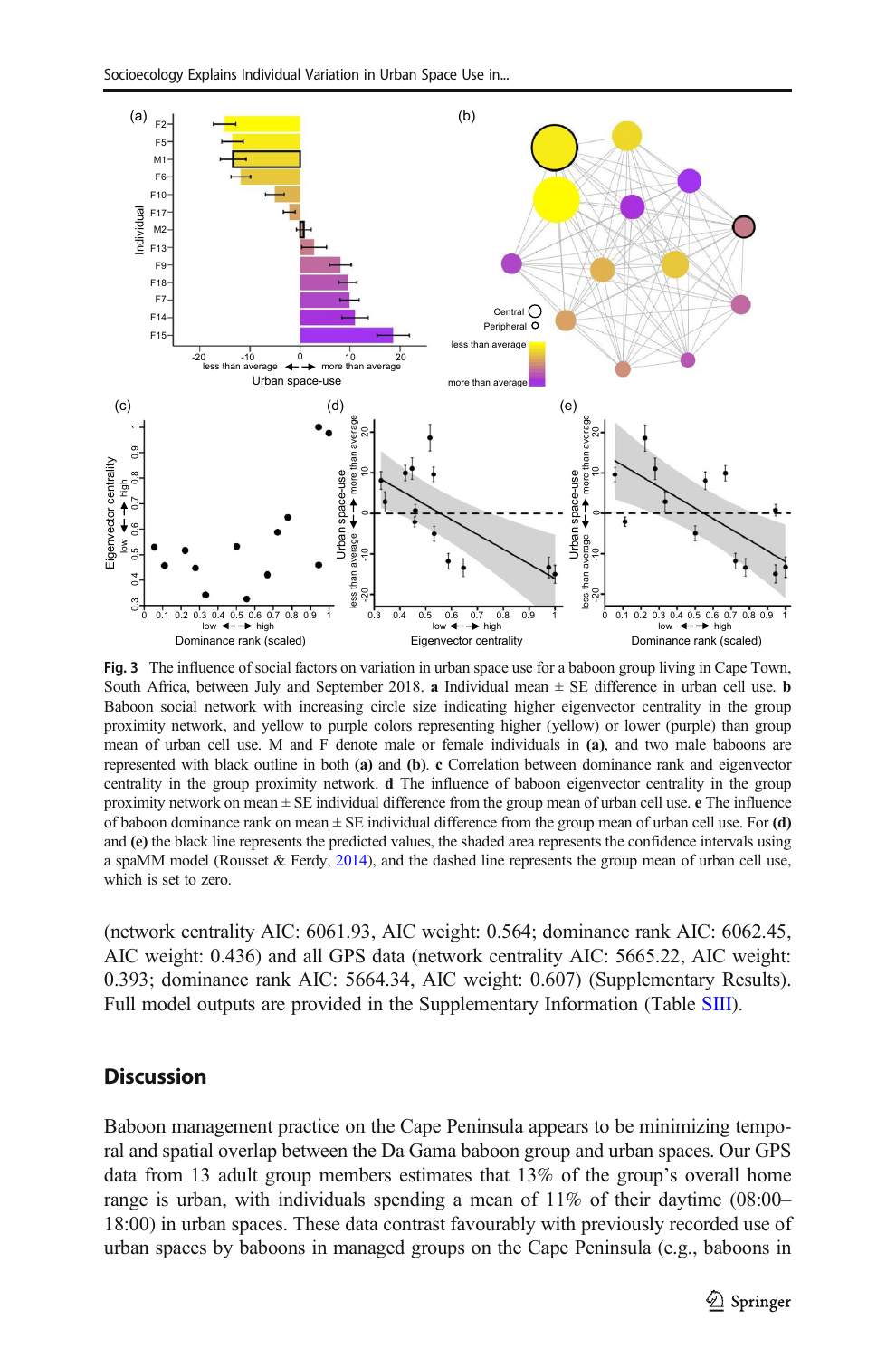**Fig. 3** The influence of social factors on variation in urban space use for a baboon group living in Cape Town, South Africa, between July and September 2018. **a** Individual mean ± SE difference in urban cell use. **b** Baboon social network with increasing circle size indicating higher eigenvector centrality in the group proximity network, and yellow to purple colors representing higher (yellow) or lower (purple) than group mean of urban cell use. M and F denote male or female individuals in **(a)**, and two male baboons are represented with black outline in both **(a)** and **(b)**. **c** Correlation between dominance rank and eigenvector centrality in the group proximity network. **d** The influence of baboon eigenvector centrality in the group proximity network on mean ± SE individual difference from the group mean of urban cell use. **e** The influence of baboon dominance rank on mean ± SE individual difference from the group mean of urban cell use. For **(d)** and **(e)** the black line represents the predicted values, the shaded area represents the confidence intervals using a spaMM model (Rousset & Ferdy, 2014), and the dashed line represents the group mean of urban cell use, which is set to zero.

(network centrality AIC: 6061.93, AIC weight: 0.564; dominance rank AIC: 6062.45, AIC weight: 0.436) and all GPS data (network centrality AIC: 5665.22, AIC weight: 0.393; dominance rank AIC: 5664.34, AIC weight: 0.607) (Supplementary Results). Full model outputs are provided in the Supplementary Information (Table SIII).

## Discussion

Baboon management practice on the Cape Peninsula appears to be minimizing temporal and spatial overlap between the Da Gama baboon group and urban spaces. Our GPS data from 13 adult group members estimates that 13% of the group's overall home range is urban, with individuals spending a mean of 11% of their daytime (08:00–18:00) in urban spaces. These data contrast favourably with previously recorded use of urban spaces by baboons in managed groups on the Cape Peninsula (e.g., baboons in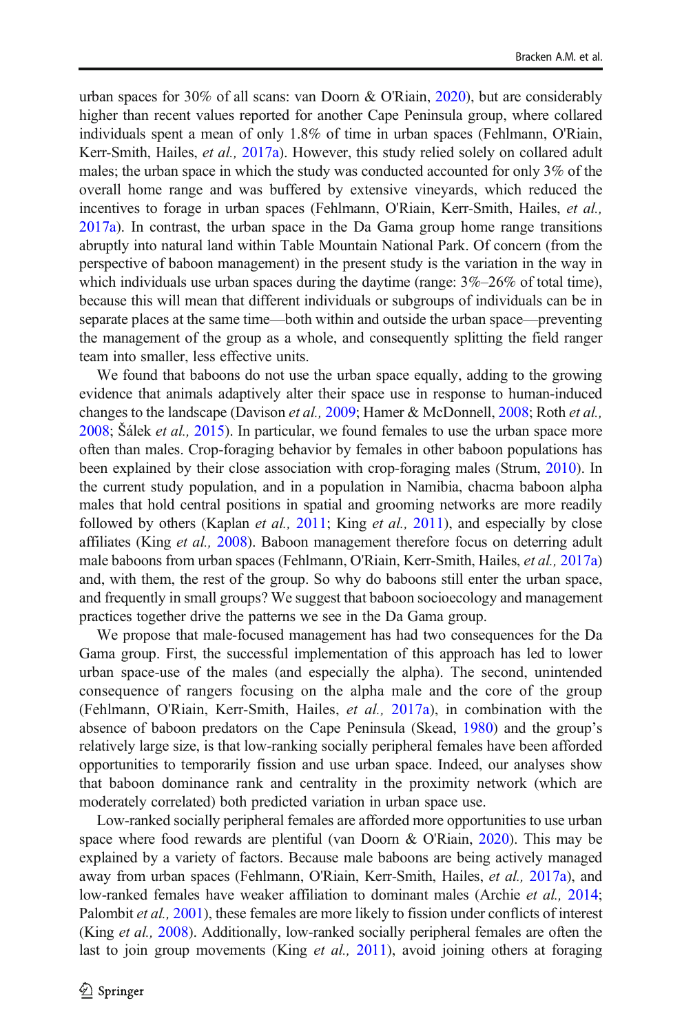urban spaces for 30% of all scans: van Doorn & O'Riain, 2020), but are considerably higher than recent values reported for another Cape Peninsula group, where collared individuals spent a mean of only 1.8% of time in urban spaces (Fehlmann, O'Riain, Kerr-Smith, Hailes, *et al.,* 2017a). However, this study relied solely on collared adult males; the urban space in which the study was conducted accounted for only 3% of the overall home range and was buffered by extensive vineyards, which reduced the incentives to forage in urban spaces (Fehlmann, O'Riain, Kerr-Smith, Hailes, *et al.,* 2017a). In contrast, the urban space in the Da Gama group home range transitions abruptly into natural land within Table Mountain National Park. Of concern (from the perspective of baboon management) in the present study is the variation in the way in which individuals use urban spaces during the daytime (range: 3%–26% of total time), because this will mean that different individuals or subgroups of individuals can be in separate places at the same time—both within and outside the urban space—preventing the management of the group as a whole, and consequently splitting the field ranger team into smaller, less effective units.

We found that baboons do not use the urban space equally, adding to the growing evidence that animals adaptively alter their space use in response to human-induced changes to the landscape (Davison *et al.,* 2009; Hamer & McDonnell, 2008; Roth *et al.,* 2008; Šálek *et al.,* 2015). In particular, we found females to use the urban space more often than males. Crop-foraging behavior by females in other baboon populations has been explained by their close association with crop-foraging males (Strum, 2010). In the current study population, and in a population in Namibia, chacma baboon alpha males that hold central positions in spatial and grooming networks are more readily followed by others (Kaplan *et al.,* 2011; King *et al.,* 2011), and especially by close affiliates (King *et al.,* 2008). Baboon management therefore focus on deterring adult male baboons from urban spaces (Fehlmann, O'Riain, Kerr-Smith, Hailes, *et al.,* 2017a) and, with them, the rest of the group. So why do baboons still enter the urban space, and frequently in small groups? We suggest that baboon socioecology and management practices together drive the patterns we see in the Da Gama group.

We propose that male-focused management has had two consequences for the Da Gama group. First, the successful implementation of this approach has led to lower urban space-use of the males (and especially the alpha). The second, unintended consequence of rangers focusing on the alpha male and the core of the group (Fehlmann, O'Riain, Kerr-Smith, Hailes, *et al.,* 2017a), in combination with the absence of baboon predators on the Cape Peninsula (Skead, 1980) and the group's relatively large size, is that low-ranking socially peripheral females have been afforded opportunities to temporarily fission and use urban space. Indeed, our analyses show that baboon dominance rank and centrality in the proximity network (which are moderately correlated) both predicted variation in urban space use.

Low-ranked socially peripheral females are afforded more opportunities to use urban space where food rewards are plentiful (van Doorn & O'Riain, 2020). This may be explained by a variety of factors. Because male baboons are being actively managed away from urban spaces (Fehlmann, O'Riain, Kerr-Smith, Hailes, *et al.,* 2017a), and low-ranked females have weaker affiliation to dominant males (Archie *et al.,* 2014; Palombit *et al.,* 2001), these females are more likely to fission under conflicts of interest (King *et al.,* 2008). Additionally, low-ranked socially peripheral females are often the last to join group movements (King *et al.,* 2011), avoid joining others at foraging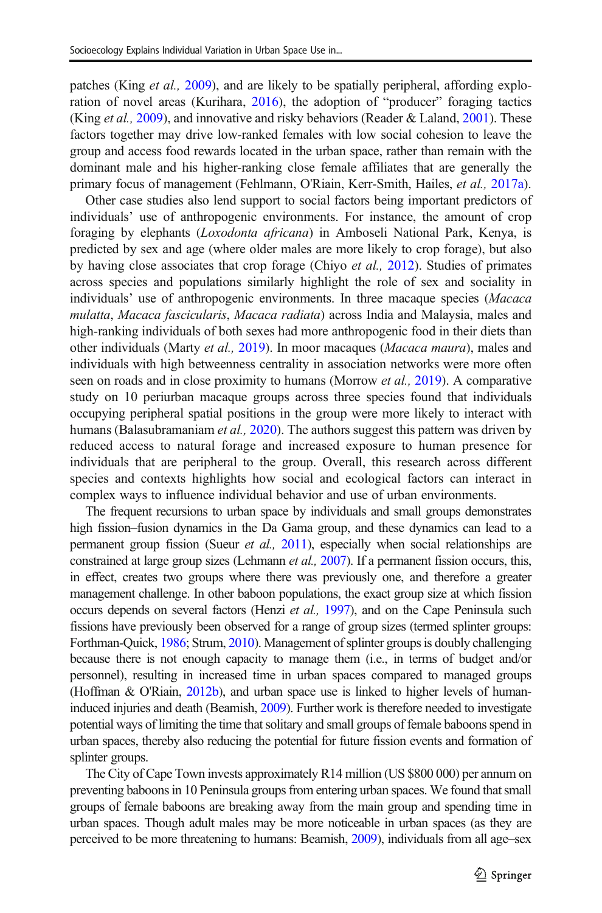patches (King *et al.,* 2009), and are likely to be spatially peripheral, affording exploration of novel areas (Kurihara, 2016), the adoption of "producer" foraging tactics (King *et al.,* 2009), and innovative and risky behaviors (Reader & Laland, 2001). These factors together may drive low-ranked females with low social cohesion to leave the group and access food rewards located in the urban space, rather than remain with the dominant male and his higher-ranking close female affiliates that are generally the primary focus of management (Fehlmann, O'Riain, Kerr-Smith, Hailes, *et al.,* 2017a).

Other case studies also lend support to social factors being important predictors of individuals' use of anthropogenic environments. For instance, the amount of crop foraging by elephants (*Loxodonta africana*) in Amboseli National Park, Kenya, is predicted by sex and age (where older males are more likely to crop forage), but also by having close associates that crop forage (Chiyo *et al.,* 2012). Studies of primates across species and populations similarly highlight the role of sex and sociality in individuals' use of anthropogenic environments. In three macaque species (*Macaca mulatta*, *Macaca fascicularis*, *Macaca radiata*) across India and Malaysia, males and high-ranking individuals of both sexes had more anthropogenic food in their diets than other individuals (Marty *et al.,* 2019). In moor macaques (*Macaca maura*), males and individuals with high betweenness centrality in association networks were more often seen on roads and in close proximity to humans (Morrow *et al.,* 2019). A comparative study on 10 periurban macaque groups across three species found that individuals occupying peripheral spatial positions in the group were more likely to interact with humans (Balasubramaniam *et al.,* 2020). The authors suggest this pattern was driven by reduced access to natural forage and increased exposure to human presence for individuals that are peripheral to the group. Overall, this research across different species and contexts highlights how social and ecological factors can interact in complex ways to influence individual behavior and use of urban environments.

The frequent recursions to urban space by individuals and small groups demonstrates high fission–fusion dynamics in the Da Gama group, and these dynamics can lead to a permanent group fission (Sueur *et al.,* 2011), especially when social relationships are constrained at large group sizes (Lehmann *et al.,* 2007). If a permanent fission occurs, this, in effect, creates two groups where there was previously one, and therefore a greater management challenge. In other baboon populations, the exact group size at which fission occurs depends on several factors (Henzi *et al.,* 1997), and on the Cape Peninsula such fissions have previously been observed for a range of group sizes (termed splinter groups: Forthman-Quick, 1986; Strum, 2010). Management of splinter groups is doubly challenging because there is not enough capacity to manage them (i.e., in terms of budget and/or personnel), resulting in increased time in urban spaces compared to managed groups (Hoffman & O'Riain, 2012b), and urban space use is linked to higher levels of human-induced injuries and death (Beamish, 2009). Further work is therefore needed to investigate potential ways of limiting the time that solitary and small groups of female baboons spend in urban spaces, thereby also reducing the potential for future fission events and formation of splinter groups.

The City of Cape Town invests approximately R14 million (US $800 000) per annum on preventing baboons in 10 Peninsula groups from entering urban spaces. We found that small groups of female baboons are breaking away from the main group and spending time in urban spaces. Though adult males may be more noticeable in urban spaces (as they are perceived to be more threatening to humans: Beamish, 2009), individuals from all age–sex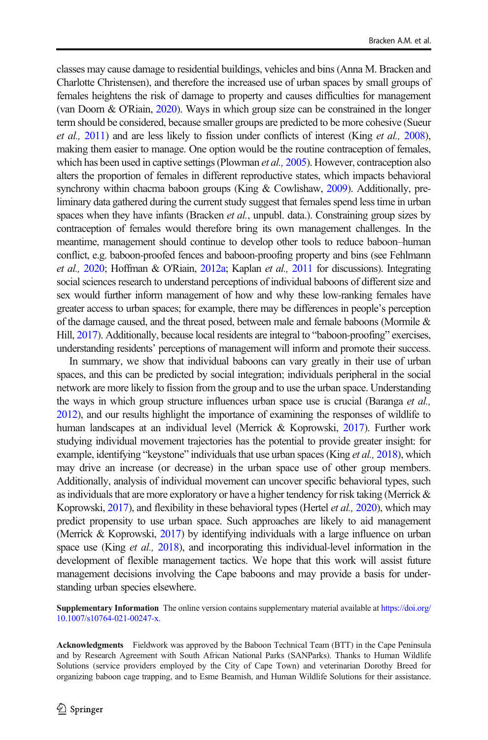classes may cause damage to residential buildings, vehicles and bins (Anna M. Bracken and Charlotte Christensen), and therefore the increased use of urban spaces by small groups of females heightens the risk of damage to property and causes difficulties for management (van Doorn & O'Riain, 2020). Ways in which group size can be constrained in the longer term should be considered, because smaller groups are predicted to be more cohesive (Sueur *et al.,* 2011) and are less likely to fission under conflicts of interest (King *et al.,* 2008), making them easier to manage. One option would be the routine contraception of females, which has been used in captive settings (Plowman *et al.,* 2005). However, contraception also alters the proportion of females in different reproductive states, which impacts behavioral synchrony within chacma baboon groups (King & Cowlishaw, 2009). Additionally, preliminary data gathered during the current study suggest that females spend less time in urban spaces when they have infants (Bracken *et al.*, unpubl. data.). Constraining group sizes by contraception of females would therefore bring its own management challenges. In the meantime, management should continue to develop other tools to reduce baboon–human conflict, e.g. baboon-proofed fences and baboon-proofing property and bins (see Fehlmann *et al.,* 2020; Hoffman & O'Riain, 2012a; Kaplan *et al.,* 2011 for discussions). Integrating social sciences research to understand perceptions of individual baboons of different size and sex would further inform management of how and why these low-ranking females have greater access to urban spaces; for example, there may be differences in people's perception of the damage caused, and the threat posed, between male and female baboons (Mormile & Hill, 2017). Additionally, because local residents are integral to "baboon-proofing" exercises, understanding residents' perceptions of management will inform and promote their success.

In summary, we show that individual baboons can vary greatly in their use of urban spaces, and this can be predicted by social integration; individuals peripheral in the social network are more likely to fission from the group and to use the urban space. Understanding the ways in which group structure influences urban space use is crucial (Baranga *et al.,* 2012), and our results highlight the importance of examining the responses of wildlife to human landscapes at an individual level (Merrick & Koprowski, 2017). Further work studying individual movement trajectories has the potential to provide greater insight: for example, identifying "keystone" individuals that use urban spaces (King *et al.,* 2018), which may drive an increase (or decrease) in the urban space use of other group members. Additionally, analysis of individual movement can uncover specific behavioral types, such as individuals that are more exploratory or have a higher tendency for risk taking (Merrick & Koprowski, 2017), and flexibility in these behavioral types (Hertel *et al.,* 2020), which may predict propensity to use urban space. Such approaches are likely to aid management (Merrick & Koprowski, 2017) by identifying individuals with a large influence on urban space use (King *et al.,* 2018), and incorporating this individual-level information in the development of flexible management tactics. We hope that this work will assist future management decisions involving the Cape baboons and may provide a basis for understanding urban species elsewhere.

**Supplementary Information** The online version contains supplementary material available at https://doi.org/10.1007/s10764-021-00247-x.

**Acknowledgments** Fieldwork was approved by the Baboon Technical Team (BTT) in the Cape Peninsula and by Research Agreement with South African National Parks (SANParks). Thanks to Human Wildlife Solutions (service providers employed by the City of Cape Town) and veterinarian Dorothy Breed for organizing baboon cage trapping, and to Esme Beamish, and Human Wildlife Solutions for their assistance.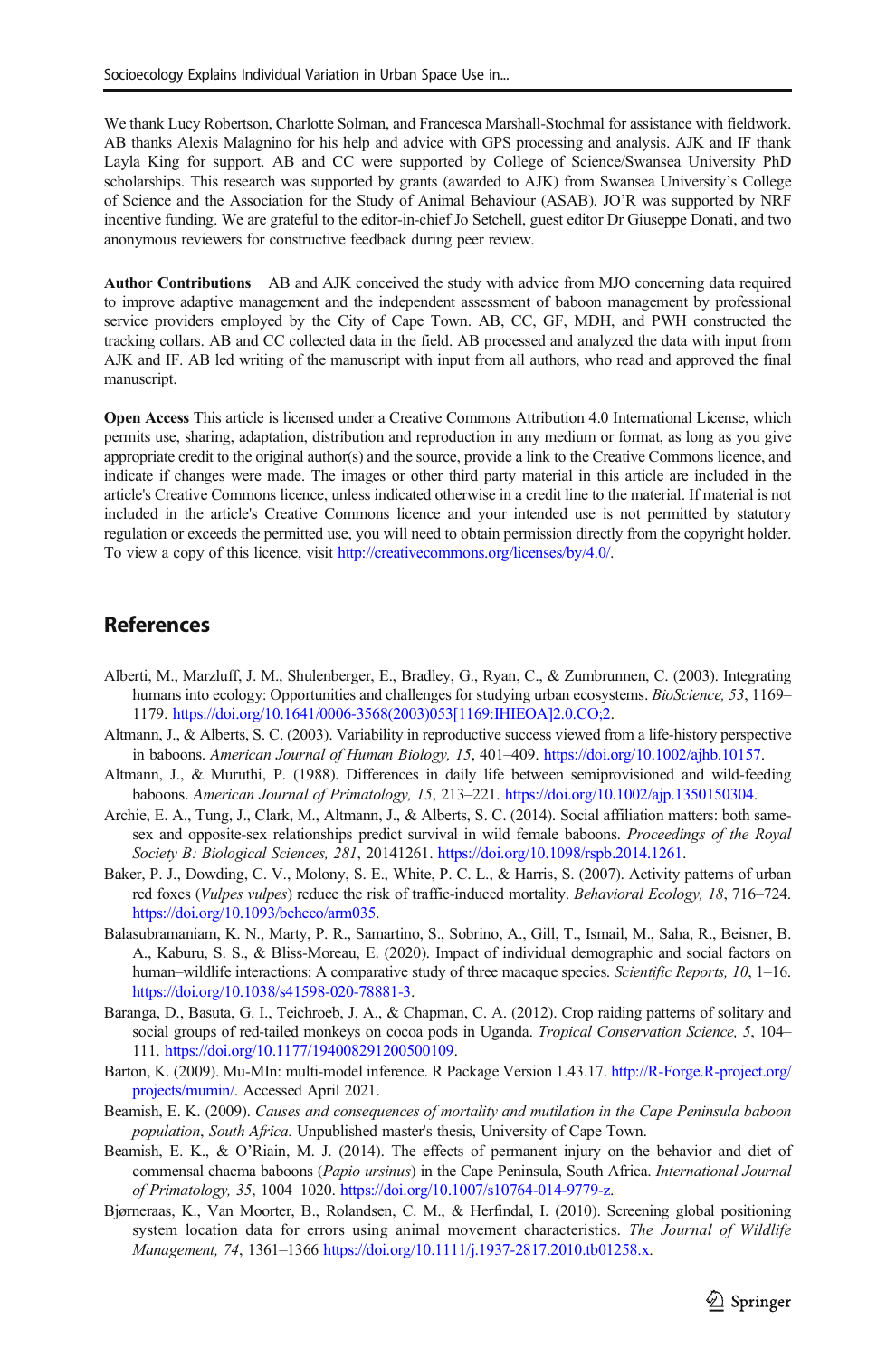We thank Lucy Robertson, Charlotte Solman, and Francesca Marshall-Stochmal for assistance with fieldwork. AB thanks Alexis Malagnino for his help and advice with GPS processing and analysis. AJK and IF thank Layla King for support. AB and CC were supported by College of Science/Swansea University PhD scholarships. This research was supported by grants (awarded to AJK) from Swansea University's College of Science and the Association for the Study of Animal Behaviour (ASAB). JO'R was supported by NRF incentive funding. We are grateful to the editor-in-chief Jo Setchell, guest editor Dr Giuseppe Donati, and two anonymous reviewers for constructive feedback during peer review.

**Author Contributions** AB and AJK conceived the study with advice from MJO concerning data required to improve adaptive management and the independent assessment of baboon management by professional service providers employed by the City of Cape Town. AB, CC, GF, MDH, and PWH constructed the tracking collars. AB and CC collected data in the field. AB processed and analyzed the data with input from AJK and IF. AB led writing of the manuscript with input from all authors, who read and approved the final manuscript.

**Open Access** This article is licensed under a Creative Commons Attribution 4.0 International License, which permits use, sharing, adaptation, distribution and reproduction in any medium or format, as long as you give appropriate credit to the original author(s) and the source, provide a link to the Creative Commons licence, and indicate if changes were made. The images or other third party material in this article are included in the article's Creative Commons licence, unless indicated otherwise in a credit line to the material. If material is not included in the article's Creative Commons licence and your intended use is not permitted by statutory regulation or exceeds the permitted use, you will need to obtain permission directly from the copyright holder. To view a copy of this licence, visit http://creativecommons.org/licenses/by/4.0/.

## References

Alberti, M., Marzluff, J. M., Shulenberger, E., Bradley, G., Ryan, C., & Zumbrunnen, C. (2003). Integrating humans into ecology: Opportunities and challenges for studying urban ecosystems. *BioScience, 53*, 1169–1179. https://doi.org/10.1641/0006-3568(2003)053[1169:IHIEOA]2.0.CO;2.

Altmann, J., & Alberts, S. C. (2003). Variability in reproductive success viewed from a life-history perspective in baboons. *American Journal of Human Biology, 15*, 401–409. https://doi.org/10.1002/ajhb.10157.

Altmann, J., & Muruthi, P. (1988). Differences in daily life between semiprovisioned and wild-feeding baboons. *American Journal of Primatology, 15*, 213–221. https://doi.org/10.1002/ajp.1350150304.

Archie, E. A., Tung, J., Clark, M., Altmann, J., & Alberts, S. C. (2014). Social affiliation matters: both same-sex and opposite-sex relationships predict survival in wild female baboons. *Proceedings of the Royal Society B: Biological Sciences, 281*, 20141261. https://doi.org/10.1098/rspb.2014.1261.

Baker, P. J., Dowding, C. V., Molony, S. E., White, P. C. L., & Harris, S. (2007). Activity patterns of urban red foxes (*Vulpes vulpes*) reduce the risk of traffic-induced mortality. *Behavioral Ecology, 18*, 716–724. https://doi.org/10.1093/beheco/arm035.

Balasubramaniam, K. N., Marty, P. R., Samartino, S., Sobrino, A., Gill, T., Ismail, M., Saha, R., Beisner, B. A., Kaburu, S. S., & Bliss-Moreau, E. (2020). Impact of individual demographic and social factors on human–wildlife interactions: A comparative study of three macaque species. *Scientific Reports, 10*, 1–16. https://doi.org/10.1038/s41598-020-78881-3.

Baranga, D., Basuta, G. I., Teichroeb, J. A., & Chapman, C. A. (2012). Crop raiding patterns of solitary and social groups of red-tailed monkeys on cocoa pods in Uganda. *Tropical Conservation Science, 5*, 104–111. https://doi.org/10.1177/194008291200500109.

Barton, K. (2009). Mu-MIn: multi-model inference. R Package Version 1.43.17. http://R-Forge.R-project.org/projects/mumin/. Accessed April 2021.

Beamish, E. K. (2009). *Causes and consequences of mortality and mutilation in the Cape Peninsula baboon population, South Africa.* Unpublished master's thesis, University of Cape Town.

Beamish, E. K., & O'Riain, M. J. (2014). The effects of permanent injury on the behavior and diet of commensal chacma baboons (*Papio ursinus*) in the Cape Peninsula, South Africa. *International Journal of Primatology, 35*, 1004–1020. https://doi.org/10.1007/s10764-014-9779-z.

Bjørneraas, K., Van Moorter, B., Rolandsen, C. M., & Herfindal, I. (2010). Screening global positioning system location data for errors using animal movement characteristics. *The Journal of Wildlife Management, 74*, 1361–1366 https://doi.org/10.1111/j.1937-2817.2010.tb01258.x.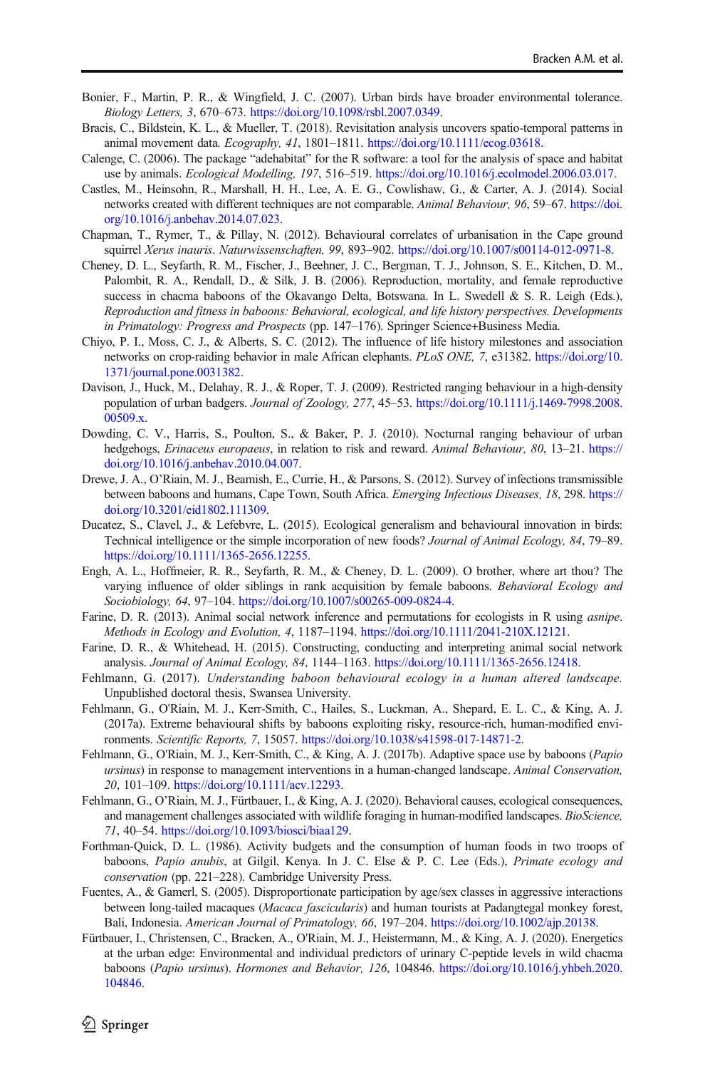Bonier, F., Martin, P. R., & Wingfield, J. C. (2007). Urban birds have broader environmental tolerance. *Biology Letters, 3*, 670–673. https://doi.org/10.1098/rsbl.2007.0349.

Bracis, C., Bildstein, K. L., & Mueller, T. (2018). Revisitation analysis uncovers spatio-temporal patterns in animal movement data. *Ecography, 41*, 1801–1811. https://doi.org/10.1111/ecog.03618.

Calenge, C. (2006). The package "adehabitat" for the R software: a tool for the analysis of space and habitat use by animals. *Ecological Modelling, 197*, 516–519. https://doi.org/10.1016/j.ecolmodel.2006.03.017.

Castles, M., Heinsohn, R., Marshall, H. H., Lee, A. E. G., Cowlishaw, G., & Carter, A. J. (2014). Social networks created with different techniques are not comparable. *Animal Behaviour, 96*, 59–67. https://doi.org/10.1016/j.anbehav.2014.07.023.

Chapman, T., Rymer, T., & Pillay, N. (2012). Behavioural correlates of urbanisation in the Cape ground squirrel *Xerus inauris*. *Naturwissenschaften, 99*, 893–902. https://doi.org/10.1007/s00114-012-0971-8.

Cheney, D. L., Seyfarth, R. M., Fischer, J., Beehner, J. C., Bergman, T. J., Johnson, S. E., Kitchen, D. M., Palombit, R. A., Rendall, D., & Silk, J. B. (2006). Reproduction, mortality, and female reproductive success in chacma baboons of the Okavango Delta, Botswana. In L. Swedell & S. R. Leigh (Eds.), *Reproduction and fitness in baboons: Behavioral, ecological, and life history perspectives. Developments in Primatology: Progress and Prospects* (pp. 147–176). Springer Science+Business Media.

Chiyo, P. I., Moss, C. J., & Alberts, S. C. (2012). The influence of life history milestones and association networks on crop-raiding behavior in male African elephants. *PLoS ONE, 7*, e31382. https://doi.org/10.1371/journal.pone.0031382.

Davison, J., Huck, M., Delahay, R. J., & Roper, T. J. (2009). Restricted ranging behaviour in a high-density population of urban badgers. *Journal of Zoology, 277*, 45–53. https://doi.org/10.1111/j.1469-7998.2008.00509.x.

Dowding, C. V., Harris, S., Poulton, S., & Baker, P. J. (2010). Nocturnal ranging behaviour of urban hedgehogs, *Erinaceus europaeus*, in relation to risk and reward. *Animal Behaviour, 80*, 13–21. https://doi.org/10.1016/j.anbehav.2010.04.007.

Drewe, J. A., O'Riain, M. J., Beamish, E., Currie, H., & Parsons, S. (2012). Survey of infections transmissible between baboons and humans, Cape Town, South Africa. *Emerging Infectious Diseases, 18*, 298. https://doi.org/10.3201/eid1802.111309.

Ducatez, S., Clavel, J., & Lefebvre, L. (2015). Ecological generalism and behavioural innovation in birds: Technical intelligence or the simple incorporation of new foods? *Journal of Animal Ecology, 84*, 79–89. https://doi.org/10.1111/1365-2656.12255.

Engh, A. L., Hoffmeier, R. R., Seyfarth, R. M., & Cheney, D. L. (2009). O brother, where art thou? The varying influence of older siblings in rank acquisition by female baboons. *Behavioral Ecology and Sociobiology, 64*, 97–104. https://doi.org/10.1007/s00265-009-0824-4.

Farine, D. R. (2013). Animal social network inference and permutations for ecologists in R using *asnipe*. *Methods in Ecology and Evolution, 4*, 1187–1194. https://doi.org/10.1111/2041-210X.12121.

Farine, D. R., & Whitehead, H. (2015). Constructing, conducting and interpreting animal social network analysis. *Journal of Animal Ecology, 84*, 1144–1163. https://doi.org/10.1111/1365-2656.12418.

Fehlmann, G. (2017). *Understanding baboon behavioural ecology in a human altered landscape.* Unpublished doctoral thesis, Swansea University.

Fehlmann, G., O'Riain, M. J., Kerr-Smith, C., Hailes, S., Luckman, A., Shepard, E. L. C., & King, A. J. (2017a). Extreme behavioural shifts by baboons exploiting risky, resource-rich, human-modified environments. *Scientific Reports, 7*, 15057. https://doi.org/10.1038/s41598-017-14871-2.

Fehlmann, G., O'Riain, M. J., Kerr-Smith, C., & King, A. J. (2017b). Adaptive space use by baboons (*Papio ursinus*) in response to management interventions in a human-changed landscape. *Animal Conservation, 20*, 101–109. https://doi.org/10.1111/acv.12293.

Fehlmann, G., O'Riain, M. J., Fürtbauer, I., & King, A. J. (2020). Behavioral causes, ecological consequences, and management challenges associated with wildlife foraging in human-modified landscapes. *BioScience, 71*, 40–54. https://doi.org/10.1093/biosci/biaa129.

Forthman-Quick, D. L. (1986). Activity budgets and the consumption of human foods in two troops of baboons, *Papio anubis*, at Gilgil, Kenya. In J. C. Else & P. C. Lee (Eds.), *Primate ecology and conservation* (pp. 221–228). Cambridge University Press.

Fuentes, A., & Gamerl, S. (2005). Disproportionate participation by age/sex classes in aggressive interactions between long-tailed macaques (*Macaca fascicularis*) and human tourists at Padangtegal monkey forest, Bali, Indonesia. *American Journal of Primatology, 66*, 197–204. https://doi.org/10.1002/ajp.20138.

Fürtbauer, I., Christensen, C., Bracken, A., O'Riain, M. J., Heistermann, M., & King, A. J. (2020). Energetics at the urban edge: Environmental and individual predictors of urinary C-peptide levels in wild chacma baboons (*Papio ursinus*). *Hormones and Behavior, 126*, 104846. https://doi.org/10.1016/j.yhbeh.2020.104846.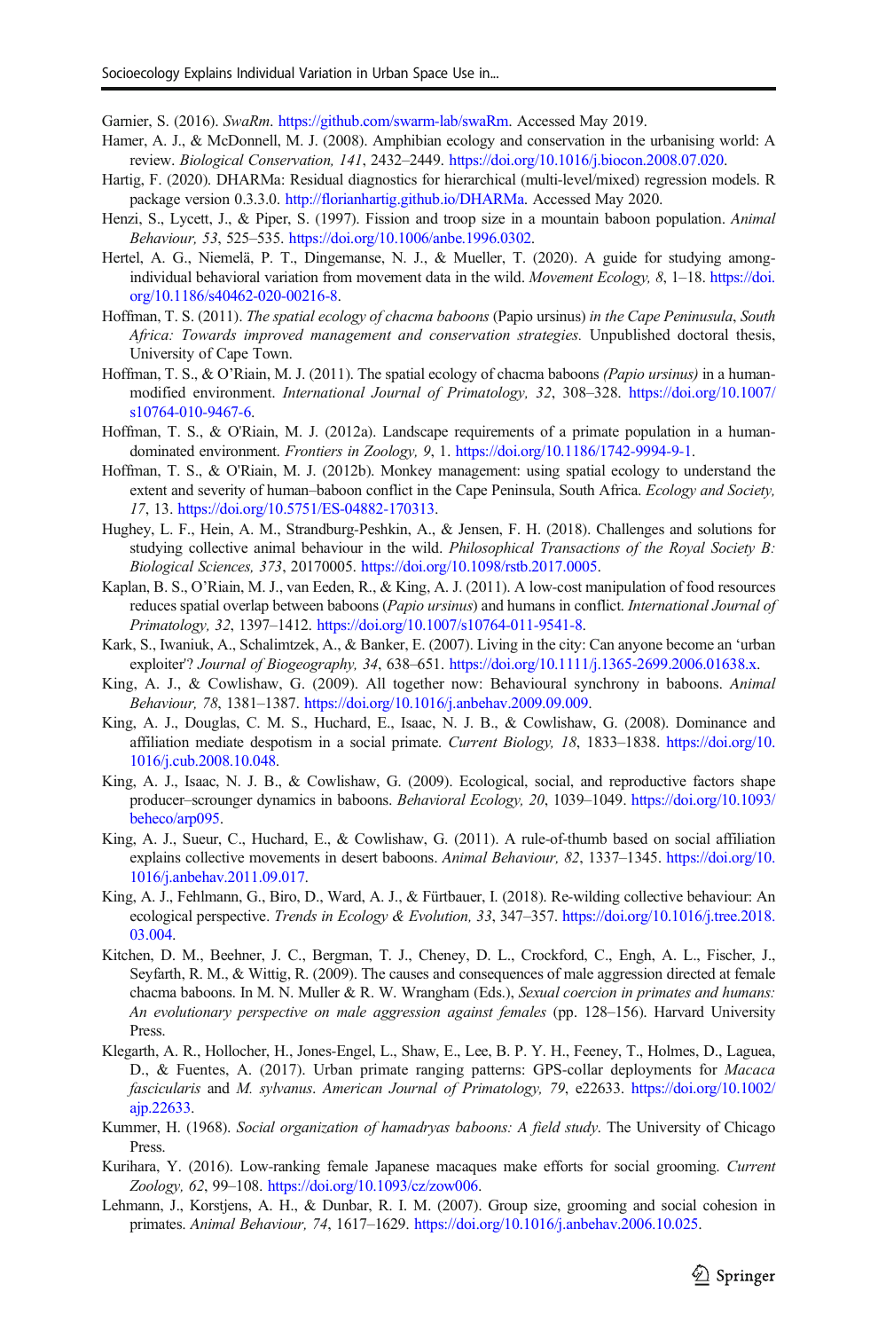Garnier, S. (2016). *SwaRm*. https://github.com/swarm-lab/swaRm. Accessed May 2019.

Hamer, A. J., & McDonnell, M. J. (2008). Amphibian ecology and conservation in the urbanising world: A review. *Biological Conservation, 141*, 2432–2449. https://doi.org/10.1016/j.biocon.2008.07.020.

Hartig, F. (2020). DHARMa: Residual diagnostics for hierarchical (multi-level/mixed) regression models. R package version 0.3.3.0. http://florianhartig.github.io/DHARMa. Accessed May 2020.

Henzi, S., Lycett, J., & Piper, S. (1997). Fission and troop size in a mountain baboon population. *Animal Behaviour, 53*, 525–535. https://doi.org/10.1006/anbe.1996.0302.

Hertel, A. G., Niemelä, P. T., Dingemanse, N. J., & Mueller, T. (2020). A guide for studying among-individual behavioral variation from movement data in the wild. *Movement Ecology, 8*, 1–18. https://doi.org/10.1186/s40462-020-00216-8.

Hoffman, T. S. (2011). *The spatial ecology of chacma baboons* (Papio ursinus) *in the Cape Peninsula, South Africa: Towards improved management and conservation strategies.* Unpublished doctoral thesis, University of Cape Town.

Hoffman, T. S., & O'Riain, M. J. (2011). The spatial ecology of chacma baboons *(Papio ursinus)* in a human-modified environment. *International Journal of Primatology, 32*, 308–328. https://doi.org/10.1007/s10764-010-9467-6.

Hoffman, T. S., & O'Riain, M. J. (2012a). Landscape requirements of a primate population in a human-dominated environment. *Frontiers in Zoology, 9*, 1. https://doi.org/10.1186/1742-9994-9-1.

Hoffman, T. S., & O'Riain, M. J. (2012b). Monkey management: using spatial ecology to understand the extent and severity of human–baboon conflict in the Cape Peninsula, South Africa. *Ecology and Society, 17*, 13. https://doi.org/10.5751/ES-04882-170313.

Hughey, L. F., Hein, A. M., Strandburg-Peshkin, A., & Jensen, F. H. (2018). Challenges and solutions for studying collective animal behaviour in the wild. *Philosophical Transactions of the Royal Society B: Biological Sciences, 373*, 20170005. https://doi.org/10.1098/rstb.2017.0005.

Kaplan, B. S., O'Riain, M. J., van Eeden, R., & King, A. J. (2011). A low-cost manipulation of food resources reduces spatial overlap between baboons (*Papio ursinus*) and humans in conflict. *International Journal of Primatology, 32*, 1397–1412. https://doi.org/10.1007/s10764-011-9541-8.

Kark, S., Iwaniuk, A., Schalimtzek, A., & Banker, E. (2007). Living in the city: Can anyone become an 'urban exploiter'? *Journal of Biogeography, 34*, 638–651. https://doi.org/10.1111/j.1365-2699.2006.01638.x.

King, A. J., & Cowlishaw, G. (2009). All together now: Behavioural synchrony in baboons. *Animal Behaviour, 78*, 1381–1387. https://doi.org/10.1016/j.anbehav.2009.09.009.

King, A. J., Douglas, C. M. S., Huchard, E., Isaac, N. J. B., & Cowlishaw, G. (2008). Dominance and affiliation mediate despotism in a social primate. *Current Biology, 18*, 1833–1838. https://doi.org/10.1016/j.cub.2008.10.048.

King, A. J., Isaac, N. J. B., & Cowlishaw, G. (2009). Ecological, social, and reproductive factors shape producer–scrounger dynamics in baboons. *Behavioral Ecology, 20*, 1039–1049. https://doi.org/10.1093/beheco/arp095.

King, A. J., Sueur, C., Huchard, E., & Cowlishaw, G. (2011). A rule-of-thumb based on social affiliation explains collective movements in desert baboons. *Animal Behaviour, 82*, 1337–1345. https://doi.org/10.1016/j.anbehav.2011.09.017.

King, A. J., Fehlmann, G., Biro, D., Ward, A. J., & Fürtbauer, I. (2018). Re-wilding collective behaviour: An ecological perspective. *Trends in Ecology & Evolution, 33*, 347–357. https://doi.org/10.1016/j.tree.2018.03.004.

Kitchen, D. M., Beehner, J. C., Bergman, T. J., Cheney, D. L., Crockford, C., Engh, A. L., Fischer, J., Seyfarth, R. M., & Wittig, R. (2009). The causes and consequences of male aggression directed at female chacma baboons. In M. N. Muller & R. W. Wrangham (Eds.), *Sexual coercion in primates and humans: An evolutionary perspective on male aggression against females* (pp. 128–156). Harvard University Press.

Klegarth, A. R., Hollocher, H., Jones-Engel, L., Shaw, E., Lee, B. P. Y. H., Feeney, T., Holmes, D., Laguea, D., & Fuentes, A. (2017). Urban primate ranging patterns: GPS-collar deployments for *Macaca fascicularis* and *M. sylvanus*. *American Journal of Primatology, 79*, e22633. https://doi.org/10.1002/ajp.22633.

Kummer, H. (1968). *Social organization of hamadryas baboons: A field study*. The University of Chicago Press.

Kurihara, Y. (2016). Low-ranking female Japanese macaques make efforts for social grooming. *Current Zoology, 62*, 99–108. https://doi.org/10.1093/cz/zow006.

Lehmann, J., Korstjens, A. H., & Dunbar, R. I. M. (2007). Group size, grooming and social cohesion in primates. *Animal Behaviour, 74*, 1617–1629. https://doi.org/10.1016/j.anbehav.2006.10.025.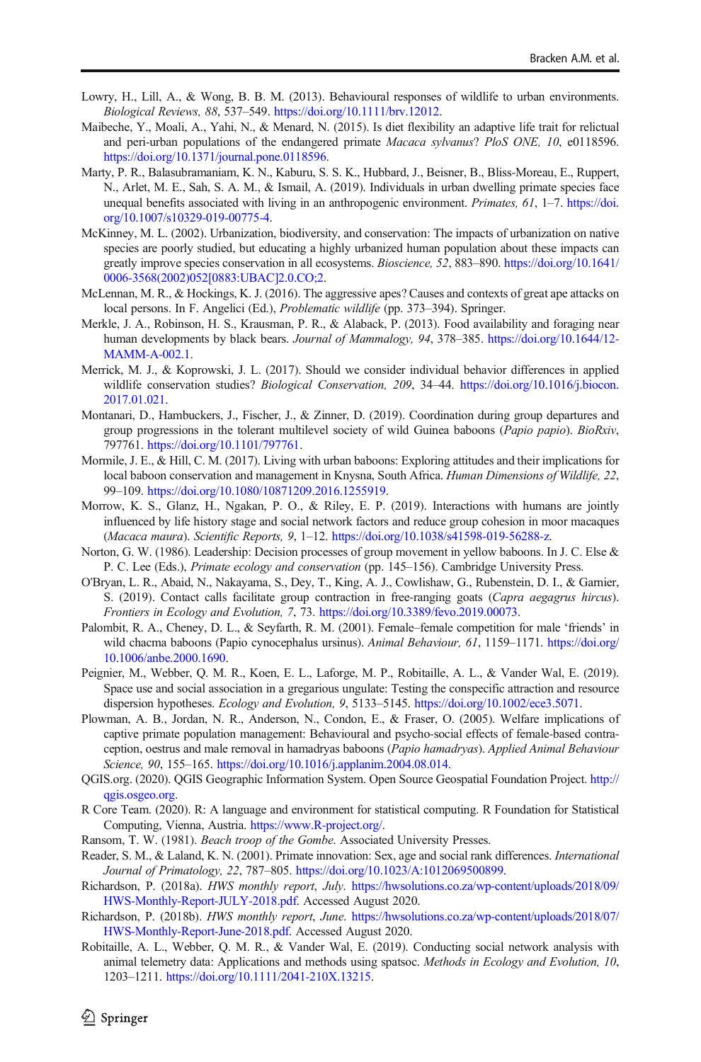Lowry, H., Lill, A., & Wong, B. B. M. (2013). Behavioural responses of wildlife to urban environments. *Biological Reviews, 88*, 537–549. https://doi.org/10.1111/brv.12012.

Maibeche, Y., Moali, A., Yahi, N., & Menard, N. (2015). Is diet flexibility an adaptive life trait for relictual and peri-urban populations of the endangered primate *Macaca sylvanus*? *PloS ONE, 10*, e0118596. https://doi.org/10.1371/journal.pone.0118596.

Marty, P. R., Balasubramaniam, K. N., Kaburu, S. S. K., Hubbard, J., Beisner, B., Bliss-Moreau, E., Ruppert, N., Arlet, M. E., Sah, S. A. M., & Ismail, A. (2019). Individuals in urban dwelling primate species face unequal benefits associated with living in an anthropogenic environment. *Primates, 61*, 1–7. https://doi.org/10.1007/s10329-019-00775-4.

McKinney, M. L. (2002). Urbanization, biodiversity, and conservation: The impacts of urbanization on native species are poorly studied, but educating a highly urbanized human population about these impacts can greatly improve species conservation in all ecosystems. *Bioscience, 52*, 883–890. https://doi.org/10.1641/0006-3568(2002)052[0883:UBAC]2.0.CO;2.

McLennan, M. R., & Hockings, K. J. (2016). The aggressive apes? Causes and contexts of great ape attacks on local persons. In F. Angelici (Ed.), *Problematic wildlife* (pp. 373–394). Springer.

Merkle, J. A., Robinson, H. S., Krausman, P. R., & Alaback, P. (2013). Food availability and foraging near human developments by black bears. *Journal of Mammalogy, 94*, 378–385. https://doi.org/10.1644/12-MAMM-A-002.1.

Merrick, M. J., & Koprowski, J. L. (2017). Should we consider individual behavior differences in applied wildlife conservation studies? *Biological Conservation, 209*, 34–44. https://doi.org/10.1016/j.biocon.2017.01.021.

Montanari, D., Hambuckers, J., Fischer, J., & Zinner, D. (2019). Coordination during group departures and group progressions in the tolerant multilevel society of wild Guinea baboons (*Papio papio*). *BioRxiv*, 797761. https://doi.org/10.1101/797761.

Mormile, J. E., & Hill, C. M. (2017). Living with urban baboons: Exploring attitudes and their implications for local baboon conservation and management in Knysna, South Africa. *Human Dimensions of Wildlife, 22*, 99–109. https://doi.org/10.1080/10871209.2016.1255919.

Morrow, K. S., Glanz, H., Ngakan, P. O., & Riley, E. P. (2019). Interactions with humans are jointly influenced by life history stage and social network factors and reduce group cohesion in moor macaques (*Macaca maura*). *Scientific Reports, 9*, 1–12. https://doi.org/10.1038/s41598-019-56288-z.

Norton, G. W. (1986). Leadership: Decision processes of group movement in yellow baboons. In J. C. Else & P. C. Lee (Eds.), *Primate ecology and conservation* (pp. 145–156). Cambridge University Press.

O'Bryan, L. R., Abaid, N., Nakayama, S., Dey, T., King, A. J., Cowlishaw, G., Rubenstein, D. I., & Garnier, S. (2019). Contact calls facilitate group contraction in free-ranging goats (*Capra aegagrus hircus*). *Frontiers in Ecology and Evolution, 7*, 73. https://doi.org/10.3389/fevo.2019.00073.

Palombit, R. A., Cheney, D. L., & Seyfarth, R. M. (2001). Female–female competition for male 'friends' in wild chacma baboons (Papio cynocephalus ursinus). *Animal Behaviour, 61*, 1159–1171. https://doi.org/10.1006/anbe.2000.1690.

Peignier, M., Webber, Q. M. R., Koen, E. L., Laforge, M. P., Robitaille, A. L., & Vander Wal, E. (2019). Space use and social association in a gregarious ungulate: Testing the conspecific attraction and resource dispersion hypotheses. *Ecology and Evolution, 9*, 5133–5145. https://doi.org/10.1002/ece3.5071.

Plowman, A. B., Jordan, N. R., Anderson, N., Condon, E., & Fraser, O. (2005). Welfare implications of captive primate population management: Behavioural and psycho-social effects of female-based contraception, oestrus and male removal in hamadryas baboons (*Papio hamadryas*). *Applied Animal Behaviour Science, 90*, 155–165. https://doi.org/10.1016/j.applanim.2004.08.014.

QGIS.org. (2020). QGIS Geographic Information System. Open Source Geospatial Foundation Project. http://qgis.osgeo.org.

R Core Team. (2020). R: A language and environment for statistical computing. R Foundation for Statistical Computing, Vienna, Austria. https://www.R-project.org/.

Ransom, T. W. (1981). *Beach troop of the Gombe*. Associated University Presses.

Reader, S. M., & Laland, K. N. (2001). Primate innovation: Sex, age and social rank differences. *International Journal of Primatology, 22*, 787–805. https://doi.org/10.1023/A:1012069500899.

Richardson, P. (2018a). *HWS monthly report, July*. https://hwsolutions.co.za/wp-content/uploads/2018/09/HWS-Monthly-Report-JULY-2018.pdf. Accessed August 2020.

Richardson, P. (2018b). *HWS monthly report, June*. https://hwsolutions.co.za/wp-content/uploads/2018/07/HWS-Monthly-Report-June-2018.pdf. Accessed August 2020.

Robitaille, A. L., Webber, Q. M. R., & Vander Wal, E. (2019). Conducting social network analysis with animal telemetry data: Applications and methods using spatsoc. *Methods in Ecology and Evolution, 10*, 1203–1211. https://doi.org/10.1111/2041-210X.13215.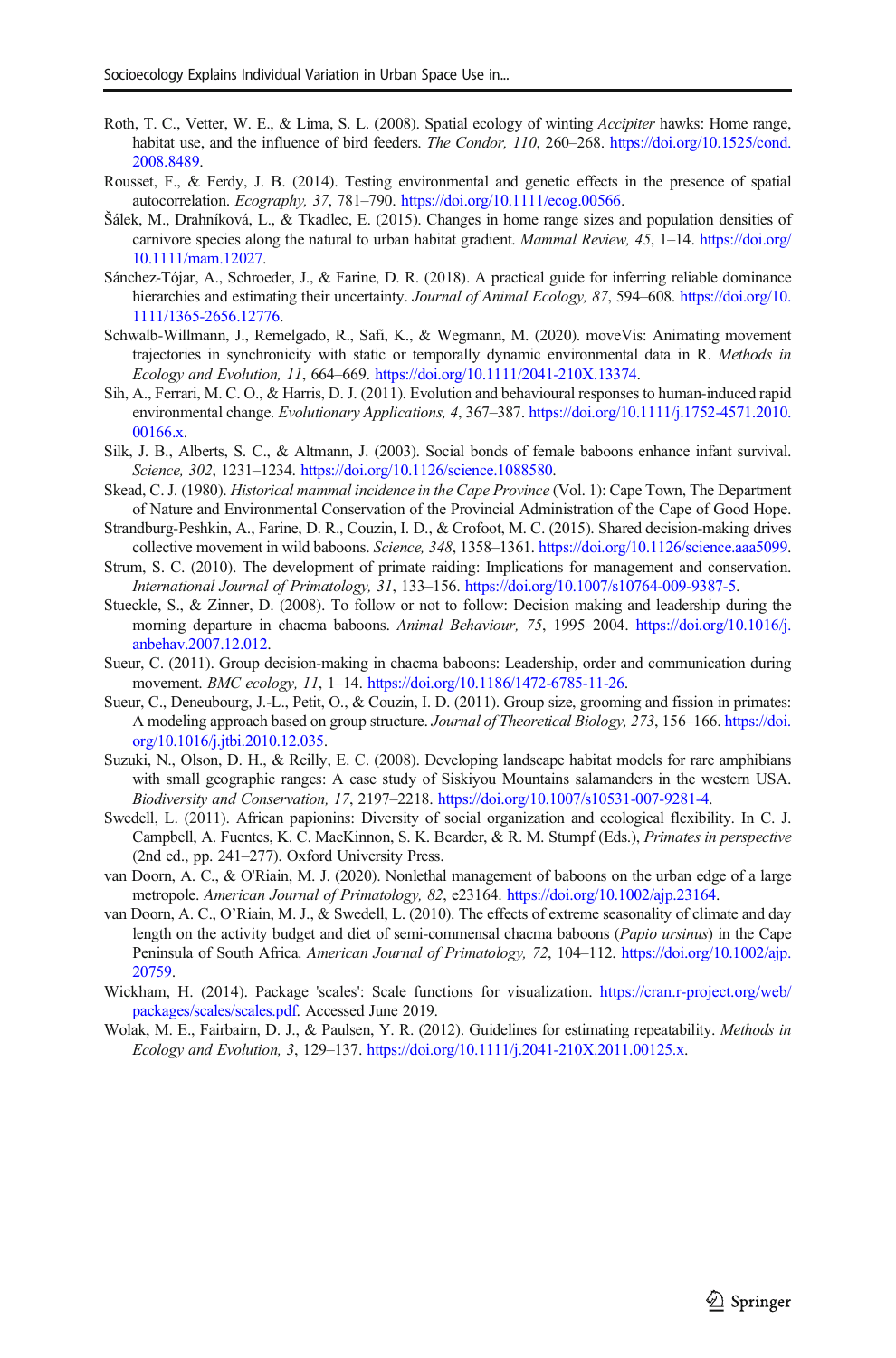Roth, T. C., Vetter, W. E., & Lima, S. L. (2008). Spatial ecology of winting *Accipiter* hawks: Home range, habitat use, and the influence of bird feeders. *The Condor, 110*, 260–268. https://doi.org/10.1525/cond.2008.8489.

Rousset, F., & Ferdy, J. B. (2014). Testing environmental and genetic effects in the presence of spatial autocorrelation. *Ecography, 37*, 781–790. https://doi.org/10.1111/ecog.00566.

Šálek, M., Drahníková, L., & Tkadlec, E. (2015). Changes in home range sizes and population densities of carnivore species along the natural to urban habitat gradient. *Mammal Review, 45*, 1–14. https://doi.org/10.1111/mam.12027.

Sánchez-Tójar, A., Schroeder, J., & Farine, D. R. (2018). A practical guide for inferring reliable dominance hierarchies and estimating their uncertainty. *Journal of Animal Ecology, 87*, 594–608. https://doi.org/10.1111/1365-2656.12776.

Schwalb-Willmann, J., Remelgado, R., Safi, K., & Wegmann, M. (2020). moveVis: Animating movement trajectories in synchronicity with static or temporally dynamic environmental data in R. *Methods in Ecology and Evolution, 11*, 664–669. https://doi.org/10.1111/2041-210X.13374.

Sih, A., Ferrari, M. C. O., & Harris, D. J. (2011). Evolution and behavioural responses to human-induced rapid environmental change. *Evolutionary Applications, 4*, 367–387. https://doi.org/10.1111/j.1752-4571.2010.00166.x.

Silk, J. B., Alberts, S. C., & Altmann, J. (2003). Social bonds of female baboons enhance infant survival. *Science, 302*, 1231–1234. https://doi.org/10.1126/science.1088580.

Skead, C. J. (1980). *Historical mammal incidence in the Cape Province* (Vol. 1): Cape Town, The Department of Nature and Environmental Conservation of the Provincial Administration of the Cape of Good Hope.

Strandburg-Peshkin, A., Farine, D. R., Couzin, I. D., & Crofoot, M. C. (2015). Shared decision-making drives collective movement in wild baboons. *Science, 348*, 1358–1361. https://doi.org/10.1126/science.aaa5099.

Strum, S. C. (2010). The development of primate raiding: Implications for management and conservation. *International Journal of Primatology, 31*, 133–156. https://doi.org/10.1007/s10764-009-9387-5.

Stueckle, S., & Zinner, D. (2008). To follow or not to follow: Decision making and leadership during the morning departure in chacma baboons. *Animal Behaviour, 75*, 1995–2004. https://doi.org/10.1016/j.anbehav.2007.12.012.

Sueur, C. (2011). Group decision-making in chacma baboons: Leadership, order and communication during movement. *BMC ecology, 11*, 1–14. https://doi.org/10.1186/1472-6785-11-26.

Sueur, C., Deneubourg, J.-L., Petit, O., & Couzin, I. D. (2011). Group size, grooming and fission in primates: A modeling approach based on group structure. *Journal of Theoretical Biology, 273*, 156–166. https://doi.org/10.1016/j.jtbi.2010.12.035.

Suzuki, N., Olson, D. H., & Reilly, E. C. (2008). Developing landscape habitat models for rare amphibians with small geographic ranges: A case study of Siskiyou Mountains salamanders in the western USA. *Biodiversity and Conservation, 17*, 2197–2218. https://doi.org/10.1007/s10531-007-9281-4.

Swedell, L. (2011). African papionins: Diversity of social organization and ecological flexibility. In C. J. Campbell, A. Fuentes, K. C. MacKinnon, S. K. Bearder, & R. M. Stumpf (Eds.), *Primates in perspective* (2nd ed., pp. 241–277). Oxford University Press.

van Doorn, A. C., & O'Riain, M. J. (2020). Nonlethal management of baboons on the urban edge of a large metropole. *American Journal of Primatology, 82*, e23164. https://doi.org/10.1002/ajp.23164.

van Doorn, A. C., O'Riain, M. J., & Swedell, L. (2010). The effects of extreme seasonality of climate and day length on the activity budget and diet of semi-commensal chacma baboons (*Papio ursinus*) in the Cape Peninsula of South Africa. *American Journal of Primatology, 72*, 104–112. https://doi.org/10.1002/ajp.20759.

Wickham, H. (2014). Package 'scales': Scale functions for visualization. https://cran.r-project.org/web/packages/scales/scales.pdf. Accessed June 2019.

Wolak, M. E., Fairbairn, D. J., & Paulsen, Y. R. (2012). Guidelines for estimating repeatability. *Methods in Ecology and Evolution, 3*, 129–137. https://doi.org/10.1111/j.2041-210X.2011.00125.x.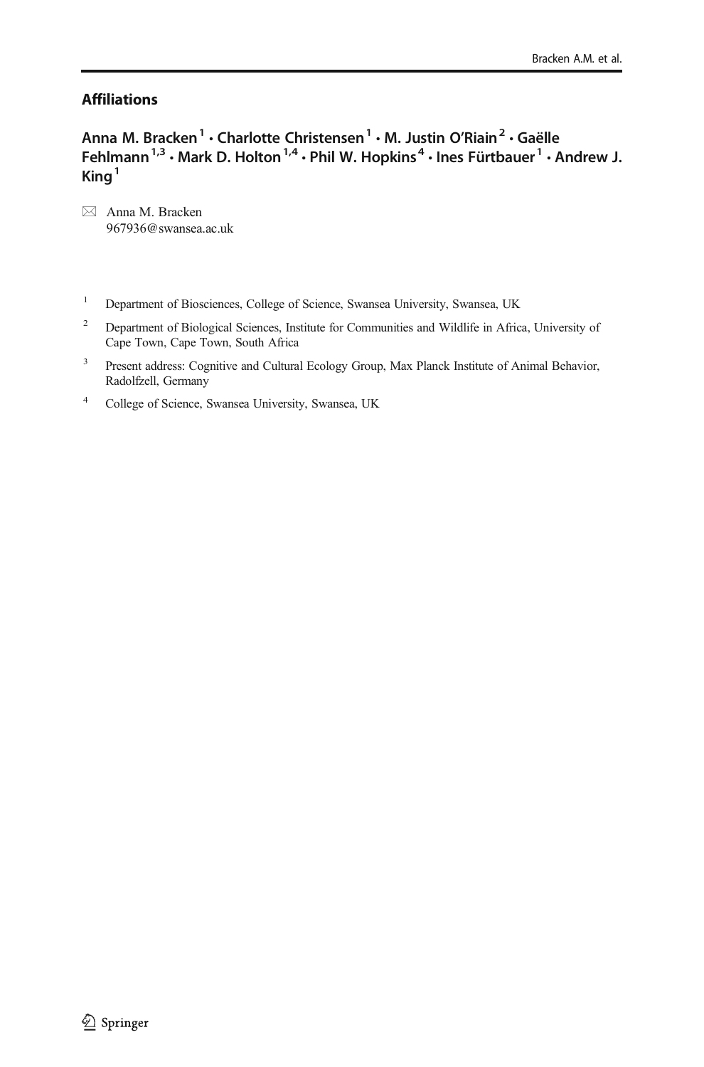## Affiliations

**Anna M. Bracken[1] · Charlotte Christensen[1] · M. Justin O'Riain[2] · Gaëlle Fehlmann[1,3] · Mark D. Holton[1,4] · Phil W. Hopkins[4] · Ines Fürtbauer[1] · Andrew J. King[1]**

✉ Anna M. Bracken
967936@swansea.ac.uk

[1] Department of Biosciences, College of Science, Swansea University, Swansea, UK

[2] Department of Biological Sciences, Institute for Communities and Wildlife in Africa, University of Cape Town, Cape Town, South Africa

[3] Present address: Cognitive and Cultural Ecology Group, Max Planck Institute of Animal Behavior, Radolfzell, Germany

[4] College of Science, Swansea University, Swansea, UK